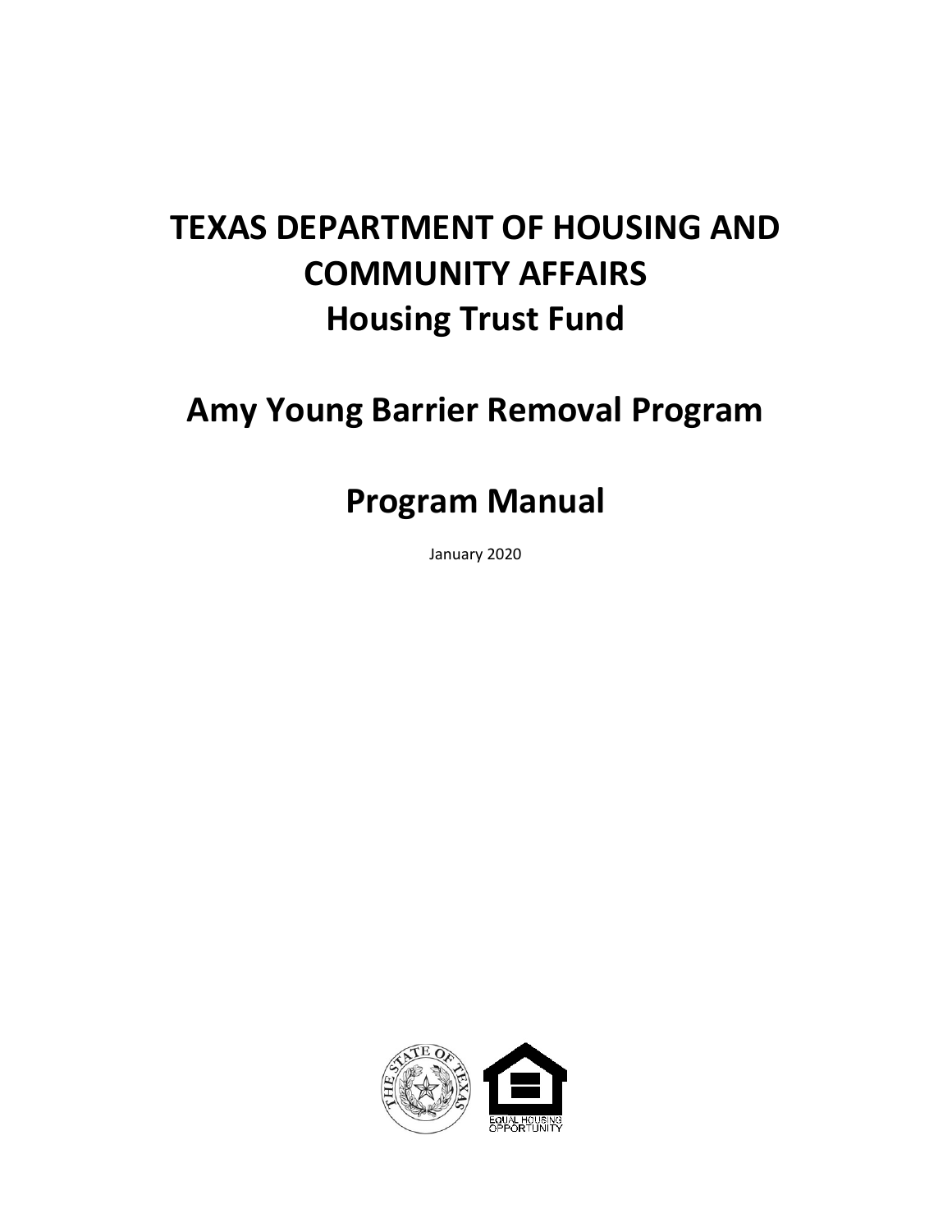# TEXAS DEPARTMENT OF HOUSING AND COMMUNITY AFFAIRS
# Housing Trust Fund

## Amy Young Barrier Removal Program

## Program Manual

January 2020

EQUAL HOUSING OPPORTUNITY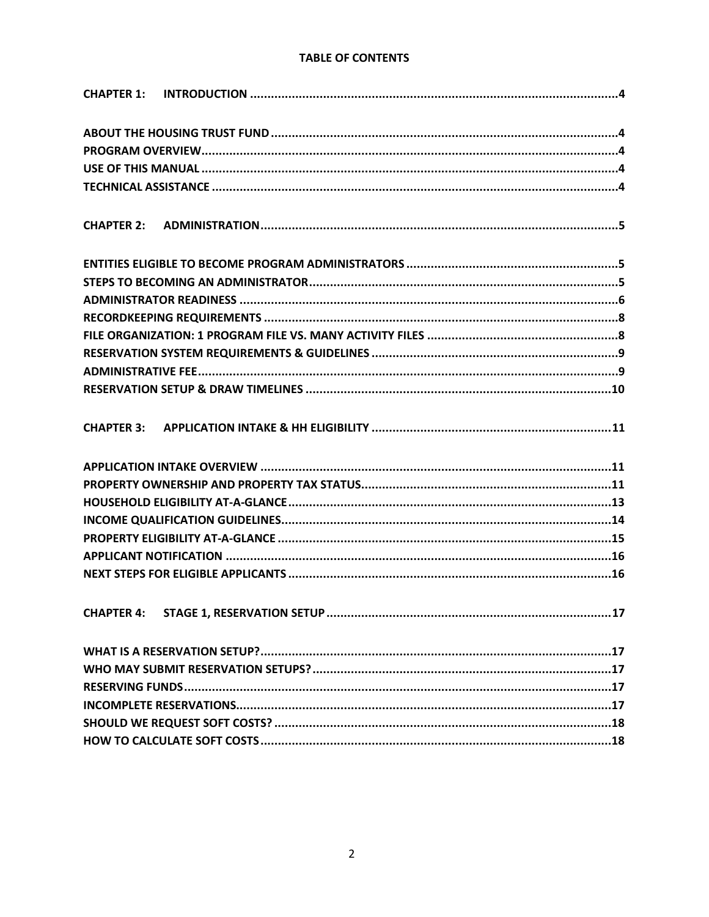# TABLE OF CONTENTS

**CHAPTER 1: INTRODUCTION** ..... 4

- ABOUT THE HOUSING TRUST FUND ..... 4
- PROGRAM OVERVIEW ..... 4
- USE OF THIS MANUAL ..... 4
- TECHNICAL ASSISTANCE ..... 4

**CHAPTER 2: ADMINISTRATION** ..... 5

- ENTITIES ELIGIBLE TO BECOME PROGRAM ADMINISTRATORS ..... 5
- STEPS TO BECOMING AN ADMINISTRATOR ..... 5
- ADMINISTRATOR READINESS ..... 6
- RECORDKEEPING REQUIREMENTS ..... 8
- FILE ORGANIZATION: 1 PROGRAM FILE VS. MANY ACTIVITY FILES ..... 8
- RESERVATION SYSTEM REQUIREMENTS & GUIDELINES ..... 9
- ADMINISTRATIVE FEE ..... 9
- RESERVATION SETUP & DRAW TIMELINES ..... 10

**CHAPTER 3: APPLICATION INTAKE & HH ELIGIBILITY** ..... 11

- APPLICATION INTAKE OVERVIEW ..... 11
- PROPERTY OWNERSHIP AND PROPERTY TAX STATUS ..... 11
- HOUSEHOLD ELIGIBILITY AT-A-GLANCE ..... 13
- INCOME QUALIFICATION GUIDELINES ..... 14
- PROPERTY ELIGIBILITY AT-A-GLANCE ..... 15
- APPLICANT NOTIFICATION ..... 16
- NEXT STEPS FOR ELIGIBLE APPLICANTS ..... 16

**CHAPTER 4: STAGE 1, RESERVATION SETUP** ..... 17

- WHAT IS A RESERVATION SETUP? ..... 17
- WHO MAY SUBMIT RESERVATION SETUPS? ..... 17
- RESERVING FUNDS ..... 17
- INCOMPLETE RESERVATIONS ..... 17
- SHOULD WE REQUEST SOFT COSTS? ..... 18
- HOW TO CALCULATE SOFT COSTS ..... 18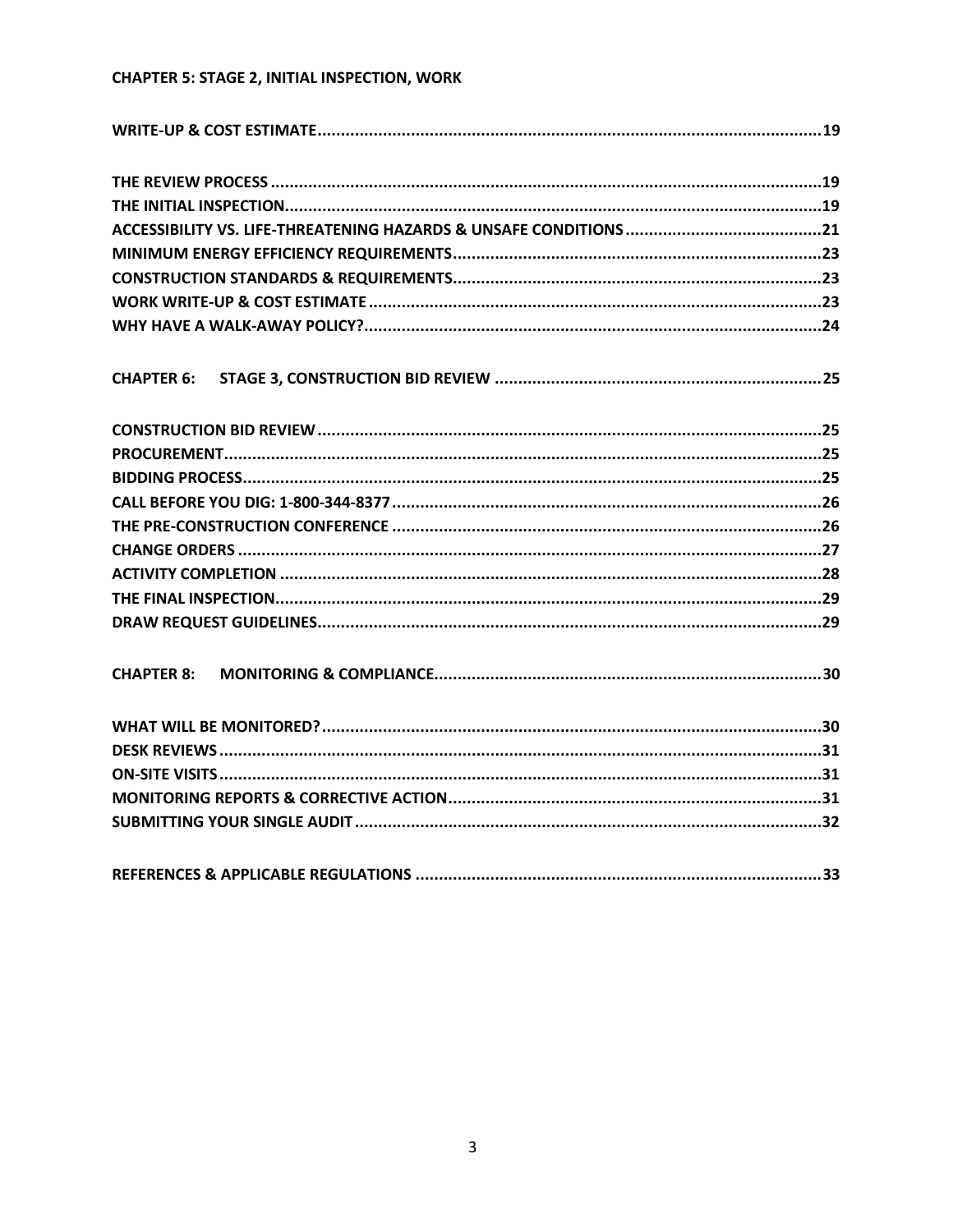**CHAPTER 5: STAGE 2, INITIAL INSPECTION, WORK**

**WRITE-UP & COST ESTIMATE..........19**

**THE REVIEW PROCESS..........19**
**THE INITIAL INSPECTION..........19**
**ACCESSIBILITY VS. LIFE-THREATENING HAZARDS & UNSAFE CONDITIONS..........21**
**MINIMUM ENERGY EFFICIENCY REQUIREMENTS..........23**
**CONSTRUCTION STANDARDS & REQUIREMENTS..........23**
**WORK WRITE-UP & COST ESTIMATE..........23**
**WHY HAVE A WALK-AWAY POLICY?..........24**

**CHAPTER 6: STAGE 3, CONSTRUCTION BID REVIEW..........25**

**CONSTRUCTION BID REVIEW..........25**
**PROCUREMENT..........25**
**BIDDING PROCESS..........25**
**CALL BEFORE YOU DIG: 1-800-344-8377..........26**
**THE PRE-CONSTRUCTION CONFERENCE..........26**
**CHANGE ORDERS..........27**
**ACTIVITY COMPLETION..........28**
**THE FINAL INSPECTION..........29**
**DRAW REQUEST GUIDELINES..........29**

**CHAPTER 8: MONITORING & COMPLIANCE..........30**

**WHAT WILL BE MONITORED?..........30**
**DESK REVIEWS..........31**
**ON-SITE VISITS..........31**
**MONITORING REPORTS & CORRECTIVE ACTION..........31**
**SUBMITTING YOUR SINGLE AUDIT..........32**

**REFERENCES & APPLICABLE REGULATIONS..........33**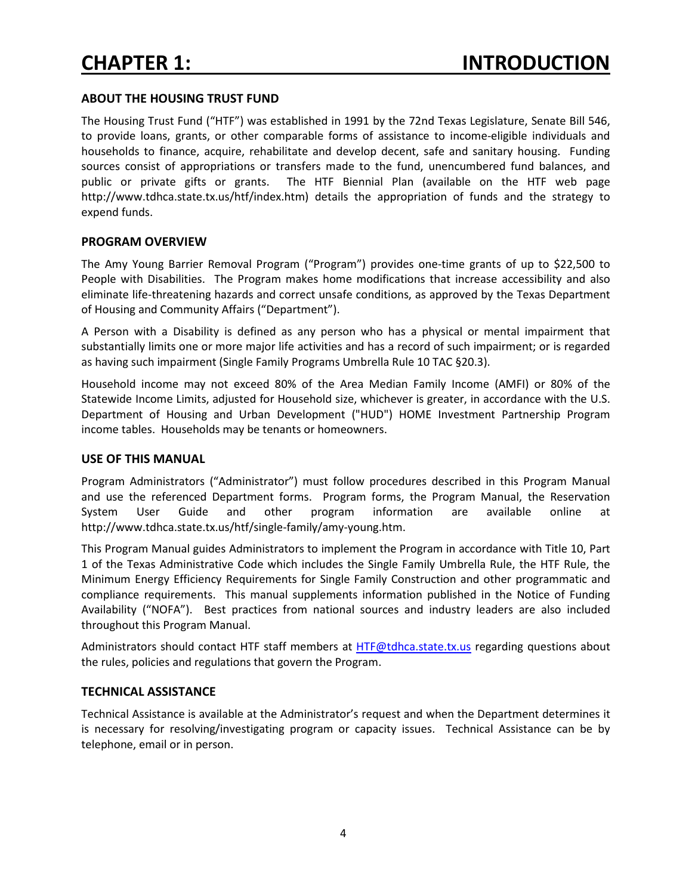# CHAPTER 1: INTRODUCTION

## ABOUT THE HOUSING TRUST FUND

The Housing Trust Fund ("HTF") was established in 1991 by the 72nd Texas Legislature, Senate Bill 546, to provide loans, grants, or other comparable forms of assistance to income-eligible individuals and households to finance, acquire, rehabilitate and develop decent, safe and sanitary housing. Funding sources consist of appropriations or transfers made to the fund, unencumbered fund balances, and public or private gifts or grants. The HTF Biennial Plan (available on the HTF web page http://www.tdhca.state.tx.us/htf/index.htm) details the appropriation of funds and the strategy to expend funds.

## PROGRAM OVERVIEW

The Amy Young Barrier Removal Program ("Program") provides one-time grants of up to $22,500 to People with Disabilities. The Program makes home modifications that increase accessibility and also eliminate life-threatening hazards and correct unsafe conditions, as approved by the Texas Department of Housing and Community Affairs ("Department").

A Person with a Disability is defined as any person who has a physical or mental impairment that substantially limits one or more major life activities and has a record of such impairment; or is regarded as having such impairment (Single Family Programs Umbrella Rule 10 TAC §20.3).

Household income may not exceed 80% of the Area Median Family Income (AMFI) or 80% of the Statewide Income Limits, adjusted for Household size, whichever is greater, in accordance with the U.S. Department of Housing and Urban Development ("HUD") HOME Investment Partnership Program income tables. Households may be tenants or homeowners.

## USE OF THIS MANUAL

Program Administrators ("Administrator") must follow procedures described in this Program Manual and use the referenced Department forms. Program forms, the Program Manual, the Reservation System User Guide and other program information are available online at http://www.tdhca.state.tx.us/htf/single-family/amy-young.htm.

This Program Manual guides Administrators to implement the Program in accordance with Title 10, Part 1 of the Texas Administrative Code which includes the Single Family Umbrella Rule, the HTF Rule, the Minimum Energy Efficiency Requirements for Single Family Construction and other programmatic and compliance requirements. This manual supplements information published in the Notice of Funding Availability ("NOFA"). Best practices from national sources and industry leaders are also included throughout this Program Manual.

Administrators should contact HTF staff members at HTF@tdhca.state.tx.us regarding questions about the rules, policies and regulations that govern the Program.

## TECHNICAL ASSISTANCE

Technical Assistance is available at the Administrator's request and when the Department determines it is necessary for resolving/investigating program or capacity issues. Technical Assistance can be by telephone, email or in person.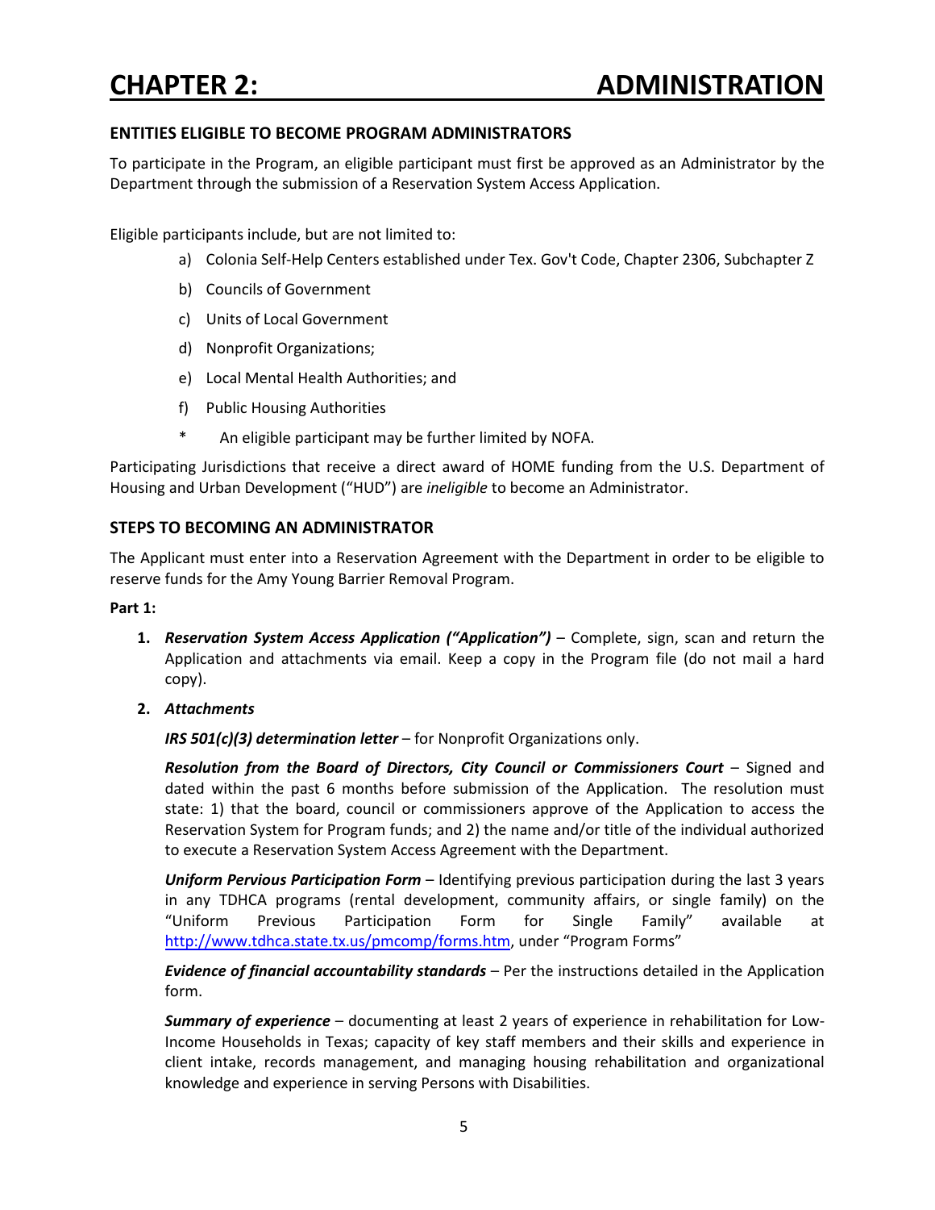# CHAPTER 2: ADMINISTRATION

## ENTITIES ELIGIBLE TO BECOME PROGRAM ADMINISTRATORS

To participate in the Program, an eligible participant must first be approved as an Administrator by the Department through the submission of a Reservation System Access Application.

Eligible participants include, but are not limited to:

a) Colonia Self-Help Centers established under Tex. Gov't Code, Chapter 2306, Subchapter Z

b) Councils of Government

c) Units of Local Government

d) Nonprofit Organizations;

e) Local Mental Health Authorities; and

f) Public Housing Authorities

\* An eligible participant may be further limited by NOFA.

Participating Jurisdictions that receive a direct award of HOME funding from the U.S. Department of Housing and Urban Development ("HUD") are *ineligible* to become an Administrator.

## STEPS TO BECOMING AN ADMINISTRATOR

The Applicant must enter into a Reservation Agreement with the Department in order to be eligible to reserve funds for the Amy Young Barrier Removal Program.

**Part 1:**

1. ***Reservation System Access Application ("Application")*** – Complete, sign, scan and return the Application and attachments via email. Keep a copy in the Program file (do not mail a hard copy).

2. ***Attachments***

   ***IRS 501(c)(3) determination letter*** – for Nonprofit Organizations only.

   ***Resolution from the Board of Directors, City Council or Commissioners Court*** – Signed and dated within the past 6 months before submission of the Application. The resolution must state: 1) that the board, council or commissioners approve of the Application to access the Reservation System for Program funds; and 2) the name and/or title of the individual authorized to execute a Reservation System Access Agreement with the Department.

   ***Uniform Pervious Participation Form*** – Identifying previous participation during the last 3 years in any TDHCA programs (rental development, community affairs, or single family) on the "Uniform Previous Participation Form for Single Family" available at [http://www.tdhca.state.tx.us/pmcomp/forms.htm](http://www.tdhca.state.tx.us/pmcomp/forms.htm), under "Program Forms"

   ***Evidence of financial accountability standards*** – Per the instructions detailed in the Application form.

   ***Summary of experience*** – documenting at least 2 years of experience in rehabilitation for Low-Income Households in Texas; capacity of key staff members and their skills and experience in client intake, records management, and managing housing rehabilitation and organizational knowledge and experience in serving Persons with Disabilities.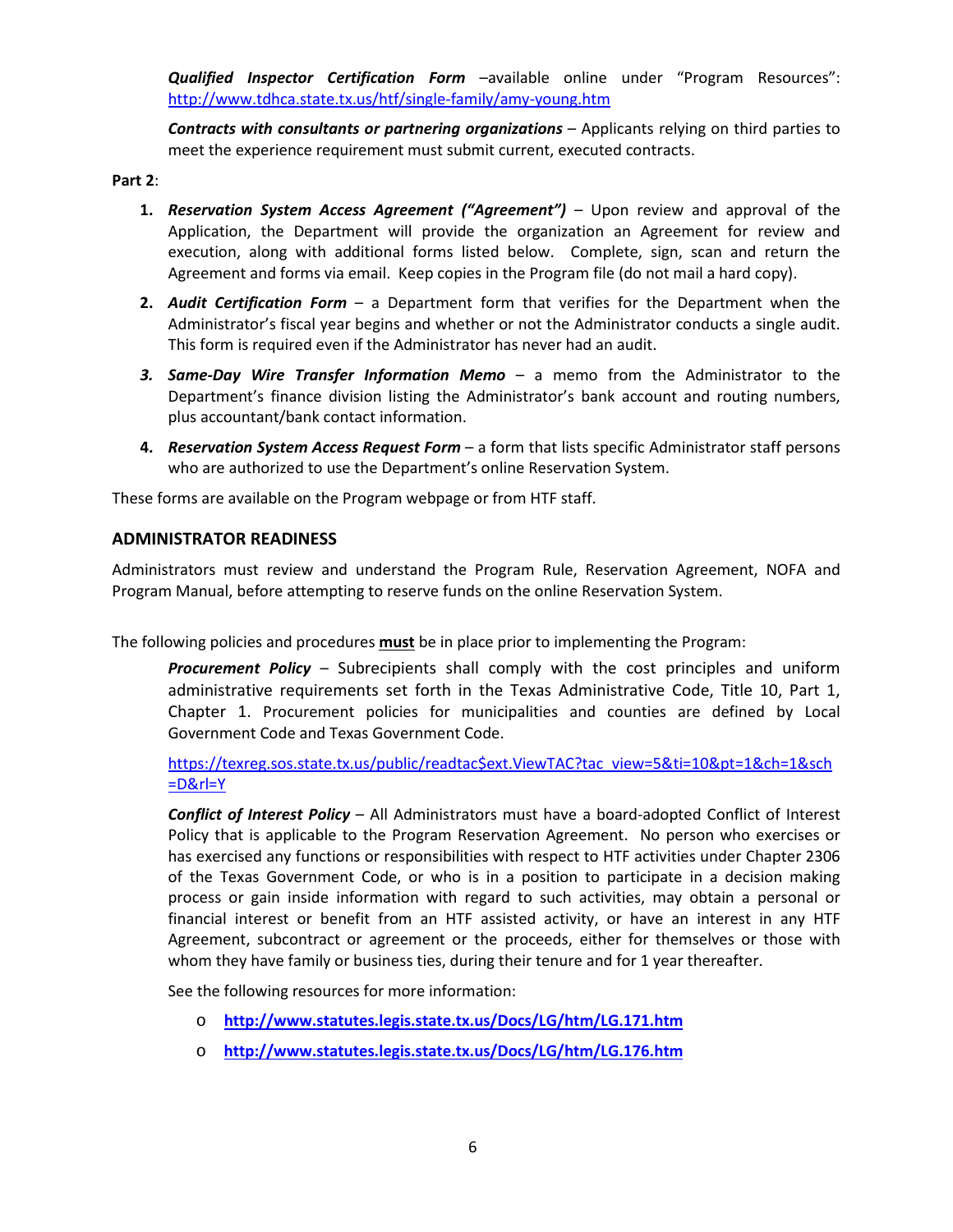***Qualified Inspector Certification Form*** –available online under "Program Resources": http://www.tdhca.state.tx.us/htf/single-family/amy-young.htm

***Contracts with consultants or partnering organizations*** – Applicants relying on third parties to meet the experience requirement must submit current, executed contracts.

**Part 2**:

1. ***Reservation System Access Agreement ("Agreement")*** – Upon review and approval of the Application, the Department will provide the organization an Agreement for review and execution, along with additional forms listed below. Complete, sign, scan and return the Agreement and forms via email. Keep copies in the Program file (do not mail a hard copy).
2. ***Audit Certification Form*** – a Department form that verifies for the Department when the Administrator's fiscal year begins and whether or not the Administrator conducts a single audit. This form is required even if the Administrator has never had an audit.
3. ***Same-Day Wire Transfer Information Memo*** – a memo from the Administrator to the Department's finance division listing the Administrator's bank account and routing numbers, plus accountant/bank contact information.
4. ***Reservation System Access Request Form*** – a form that lists specific Administrator staff persons who are authorized to use the Department's online Reservation System.

These forms are available on the Program webpage or from HTF staff.

## ADMINISTRATOR READINESS

Administrators must review and understand the Program Rule, Reservation Agreement, NOFA and Program Manual, before attempting to reserve funds on the online Reservation System.

The following policies and procedures **must** be in place prior to implementing the Program:

***Procurement Policy*** – Subrecipients shall comply with the cost principles and uniform administrative requirements set forth in the Texas Administrative Code, Title 10, Part 1, Chapter 1. Procurement policies for municipalities and counties are defined by Local Government Code and Texas Government Code.

https://texreg.sos.state.tx.us/public/readtac$ext.ViewTAC?tac_view=5&ti=10&pt=1&ch=1&sch=D&rl=Y

***Conflict of Interest Policy*** – All Administrators must have a board-adopted Conflict of Interest Policy that is applicable to the Program Reservation Agreement. No person who exercises or has exercised any functions or responsibilities with respect to HTF activities under Chapter 2306 of the Texas Government Code, or who is in a position to participate in a decision making process or gain inside information with regard to such activities, may obtain a personal or financial interest or benefit from an HTF assisted activity, or have an interest in any HTF Agreement, subcontract or agreement or the proceeds, either for themselves or those with whom they have family or business ties, during their tenure and for 1 year thereafter.

See the following resources for more information:

- **http://www.statutes.legis.state.tx.us/Docs/LG/htm/LG.171.htm**
- **http://www.statutes.legis.state.tx.us/Docs/LG/htm/LG.176.htm**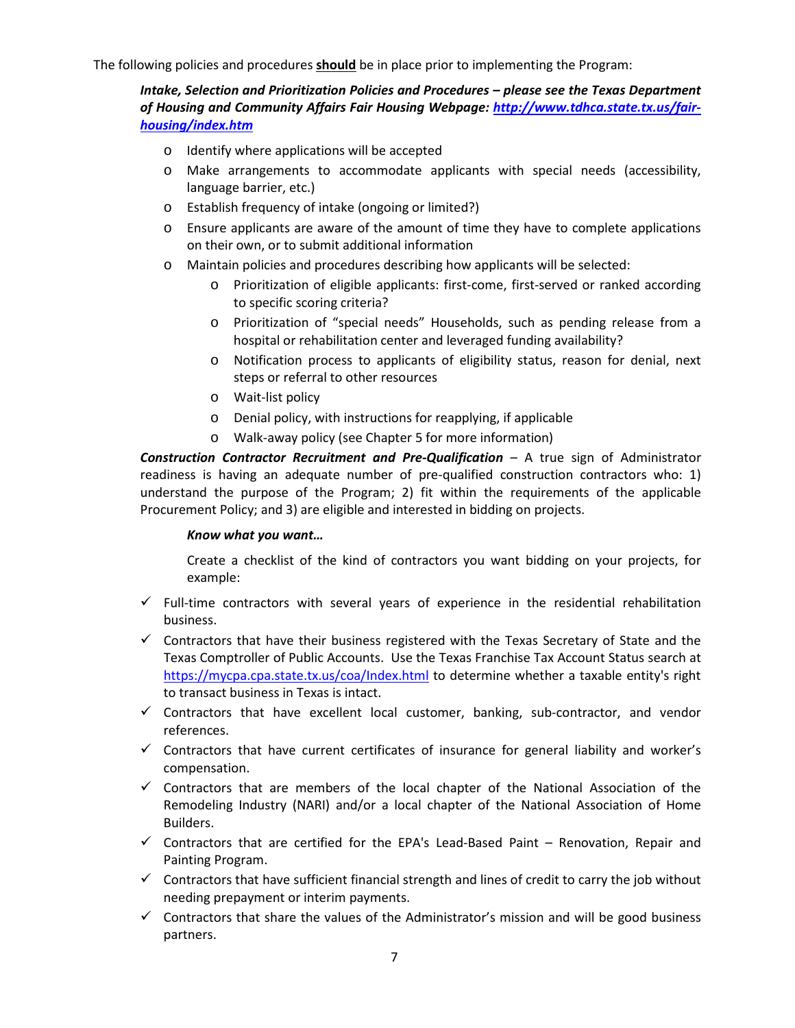The following policies and procedures **should** be in place prior to implementing the Program:

***Intake, Selection and Prioritization Policies and Procedures – please see the Texas Department of Housing and Community Affairs Fair Housing Webpage: [http://www.tdhca.state.tx.us/fair-housing/index.htm](http://www.tdhca.state.tx.us/fair-housing/index.htm)***

- Identify where applications will be accepted
- Make arrangements to accommodate applicants with special needs (accessibility, language barrier, etc.)
- Establish frequency of intake (ongoing or limited?)
- Ensure applicants are aware of the amount of time they have to complete applications on their own, or to submit additional information
- Maintain policies and procedures describing how applicants will be selected:
  - Prioritization of eligible applicants: first-come, first-served or ranked according to specific scoring criteria?
  - Prioritization of "special needs" Households, such as pending release from a hospital or rehabilitation center and leveraged funding availability?
  - Notification process to applicants of eligibility status, reason for denial, next steps or referral to other resources
  - Wait-list policy
  - Denial policy, with instructions for reapplying, if applicable
  - Walk-away policy (see Chapter 5 for more information)

***Construction Contractor Recruitment and Pre-Qualification*** – A true sign of Administrator readiness is having an adequate number of pre-qualified construction contractors who: 1) understand the purpose of the Program; 2) fit within the requirements of the applicable Procurement Policy; and 3) are eligible and interested in bidding on projects.

***Know what you want…***

Create a checklist of the kind of contractors you want bidding on your projects, for example:

- ✓ Full-time contractors with several years of experience in the residential rehabilitation business.
- ✓ Contractors that have their business registered with the Texas Secretary of State and the Texas Comptroller of Public Accounts. Use the Texas Franchise Tax Account Status search at [https://mycpa.cpa.state.tx.us/coa/Index.html](https://mycpa.cpa.state.tx.us/coa/Index.html) to determine whether a taxable entity's right to transact business in Texas is intact.
- ✓ Contractors that have excellent local customer, banking, sub-contractor, and vendor references.
- ✓ Contractors that have current certificates of insurance for general liability and worker's compensation.
- ✓ Contractors that are members of the local chapter of the National Association of the Remodeling Industry (NARI) and/or a local chapter of the National Association of Home Builders.
- ✓ Contractors that are certified for the EPA's Lead-Based Paint – Renovation, Repair and Painting Program.
- ✓ Contractors that have sufficient financial strength and lines of credit to carry the job without needing prepayment or interim payments.
- ✓ Contractors that share the values of the Administrator's mission and will be good business partners.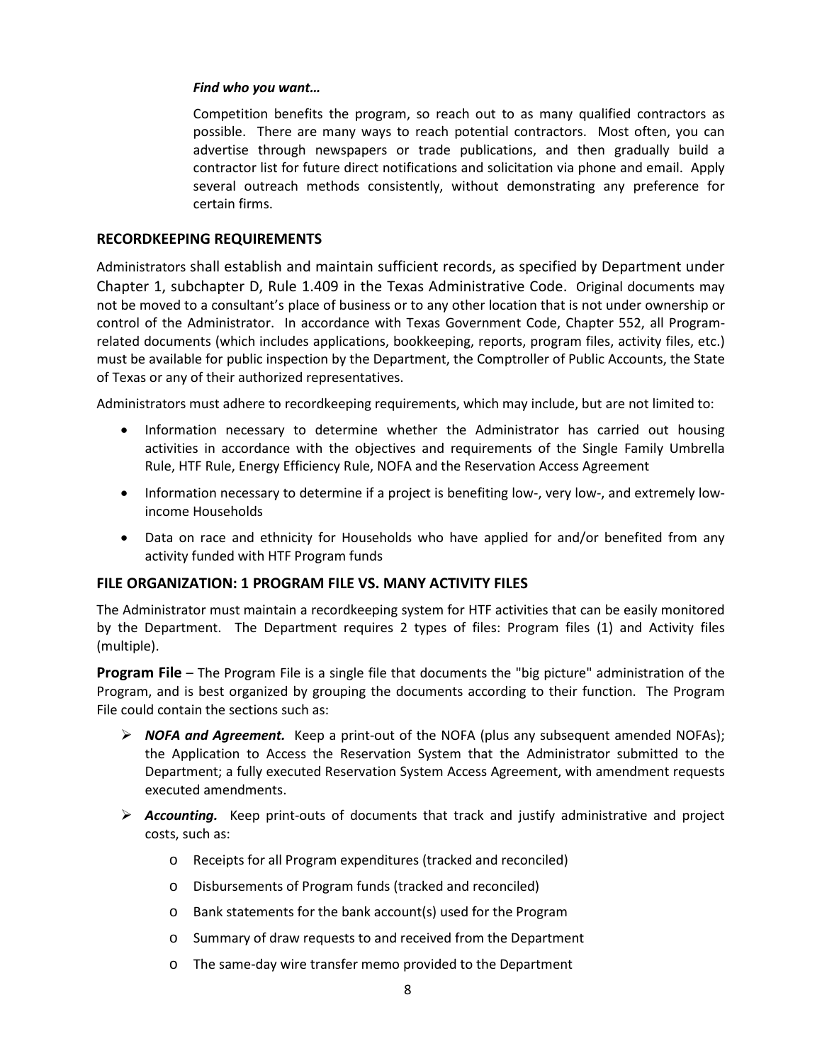***Find who you want…***

Competition benefits the program, so reach out to as many qualified contractors as possible. There are many ways to reach potential contractors. Most often, you can advertise through newspapers or trade publications, and then gradually build a contractor list for future direct notifications and solicitation via phone and email. Apply several outreach methods consistently, without demonstrating any preference for certain firms.

## RECORDKEEPING REQUIREMENTS

Administrators shall establish and maintain sufficient records, as specified by Department under Chapter 1, subchapter D, Rule 1.409 in the Texas Administrative Code. Original documents may not be moved to a consultant's place of business or to any other location that is not under ownership or control of the Administrator. In accordance with Texas Government Code, Chapter 552, all Program-related documents (which includes applications, bookkeeping, reports, program files, activity files, etc.) must be available for public inspection by the Department, the Comptroller of Public Accounts, the State of Texas or any of their authorized representatives.

Administrators must adhere to recordkeeping requirements, which may include, but are not limited to:

- Information necessary to determine whether the Administrator has carried out housing activities in accordance with the objectives and requirements of the Single Family Umbrella Rule, HTF Rule, Energy Efficiency Rule, NOFA and the Reservation Access Agreement
- Information necessary to determine if a project is benefiting low-, very low-, and extremely low-income Households
- Data on race and ethnicity for Households who have applied for and/or benefited from any activity funded with HTF Program funds

## FILE ORGANIZATION: 1 PROGRAM FILE VS. MANY ACTIVITY FILES

The Administrator must maintain a recordkeeping system for HTF activities that can be easily monitored by the Department. The Department requires 2 types of files: Program files (1) and Activity files (multiple).

**Program File** – The Program File is a single file that documents the "big picture" administration of the Program, and is best organized by grouping the documents according to their function. The Program File could contain the sections such as:

- ***NOFA and Agreement.*** Keep a print-out of the NOFA (plus any subsequent amended NOFAs); the Application to Access the Reservation System that the Administrator submitted to the Department; a fully executed Reservation System Access Agreement, with amendment requests executed amendments.
- ***Accounting.*** Keep print-outs of documents that track and justify administrative and project costs, such as:
    - Receipts for all Program expenditures (tracked and reconciled)
    - Disbursements of Program funds (tracked and reconciled)
    - Bank statements for the bank account(s) used for the Program
    - Summary of draw requests to and received from the Department
    - The same-day wire transfer memo provided to the Department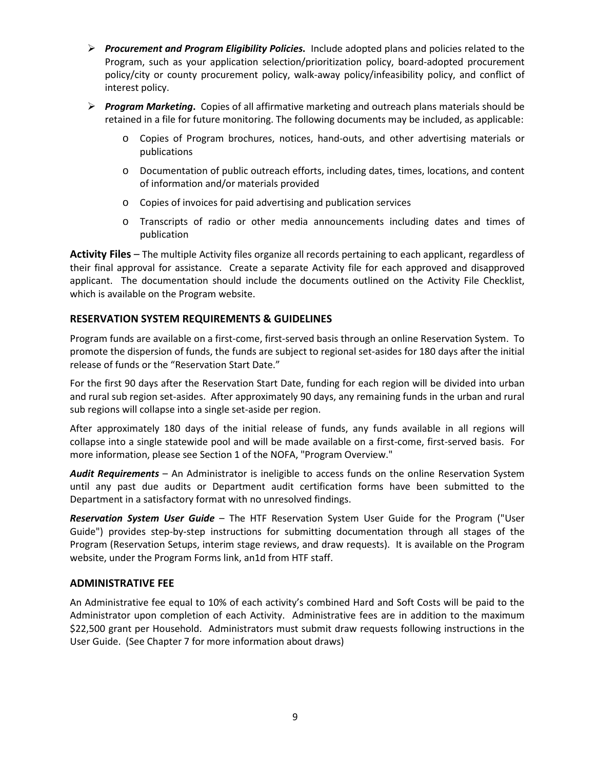- ***Procurement and Program Eligibility Policies.*** Include adopted plans and policies related to the Program, such as your application selection/prioritization policy, board-adopted procurement policy/city or county procurement policy, walk-away policy/infeasibility policy, and conflict of interest policy.
- ***Program Marketing.*** Copies of all affirmative marketing and outreach plans materials should be retained in a file for future monitoring. The following documents may be included, as applicable:
  - Copies of Program brochures, notices, hand-outs, and other advertising materials or publications
  - Documentation of public outreach efforts, including dates, times, locations, and content of information and/or materials provided
  - Copies of invoices for paid advertising and publication services
  - Transcripts of radio or other media announcements including dates and times of publication

**Activity Files** – The multiple Activity files organize all records pertaining to each applicant, regardless of their final approval for assistance. Create a separate Activity file for each approved and disapproved applicant. The documentation should include the documents outlined on the Activity File Checklist, which is available on the Program website.

## RESERVATION SYSTEM REQUIREMENTS & GUIDELINES

Program funds are available on a first-come, first-served basis through an online Reservation System. To promote the dispersion of funds, the funds are subject to regional set-asides for 180 days after the initial release of funds or the "Reservation Start Date."

For the first 90 days after the Reservation Start Date, funding for each region will be divided into urban and rural sub region set-asides. After approximately 90 days, any remaining funds in the urban and rural sub regions will collapse into a single set-aside per region.

After approximately 180 days of the initial release of funds, any funds available in all regions will collapse into a single statewide pool and will be made available on a first-come, first-served basis. For more information, please see Section 1 of the NOFA, "Program Overview."

***Audit Requirements*** – An Administrator is ineligible to access funds on the online Reservation System until any past due audits or Department audit certification forms have been submitted to the Department in a satisfactory format with no unresolved findings.

***Reservation System User Guide*** – The HTF Reservation System User Guide for the Program ("User Guide") provides step-by-step instructions for submitting documentation through all stages of the Program (Reservation Setups, interim stage reviews, and draw requests). It is available on the Program website, under the Program Forms link, an1d from HTF staff.

## ADMINISTRATIVE FEE

An Administrative fee equal to 10% of each activity's combined Hard and Soft Costs will be paid to the Administrator upon completion of each Activity. Administrative fees are in addition to the maximum $22,500 grant per Household. Administrators must submit draw requests following instructions in the User Guide. (See Chapter 7 for more information about draws)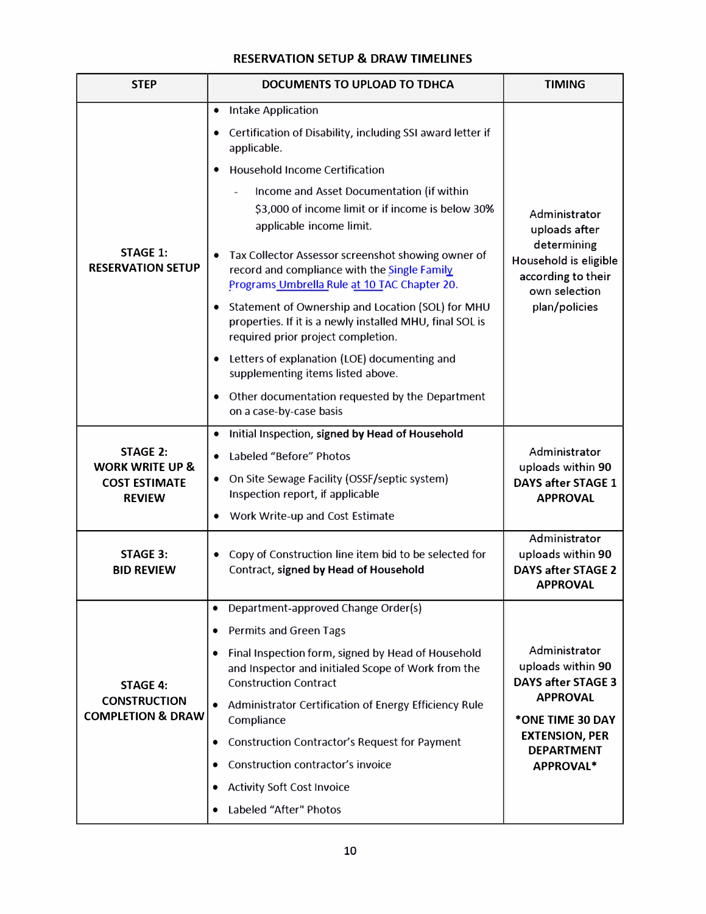## RESERVATION SETUP & DRAW TIMELINES

| STEP | DOCUMENTS TO UPLOAD TO TDHCA | TIMING |
|---|---|---|
| **STAGE 1: RESERVATION SETUP** | • Intake Application<br>• Certification of Disability, including SSI award letter if applicable.<br>• Household Income Certification<br>&nbsp;&nbsp;- Income and Asset Documentation (if within $3,000 of income limit or if income is below 30% applicable income limit.<br>• Tax Collector Assessor screenshot showing owner of record and compliance with the Single Family Programs Umbrella Rule at 10 TAC Chapter 20.<br>• Statement of Ownership and Location (SOL) for MHU properties. If it is a newly installed MHU, final SOL is required prior project completion.<br>• Letters of explanation (LOE) documenting and supplementing items listed above.<br>• Other documentation requested by the Department on a case-by-case basis | Administrator uploads after determining Household is eligible according to their own selection plan/policies |
| **STAGE 2: WORK WRITE UP & COST ESTIMATE REVIEW** | • Initial Inspection, **signed by Head of Household**<br>• Labeled "Before" Photos<br>• On Site Sewage Facility (OSSF/septic system) Inspection report, if applicable<br>• Work Write-up and Cost Estimate | Administrator uploads within **90 DAYS after STAGE 1 APPROVAL** |
| **STAGE 3: BID REVIEW** | • Copy of Construction line item bid to be selected for Contract, **signed by Head of Household** | Administrator uploads within **90 DAYS after STAGE 2 APPROVAL** |
| **STAGE 4: CONSTRUCTION COMPLETION & DRAW** | • Department-approved Change Order(s)<br>• Permits and Green Tags<br>• Final Inspection form, signed by Head of Household and Inspector and initialed Scope of Work from the Construction Contract<br>• Administrator Certification of Energy Efficiency Rule Compliance<br>• Construction Contractor's Request for Payment<br>• Construction contractor's invoice<br>• Activity Soft Cost Invoice<br>• Labeled "After" Photos | Administrator uploads within **90 DAYS after STAGE 3 APPROVAL**<br>**\*ONE TIME 30 DAY EXTENSION, PER DEPARTMENT APPROVAL\*** |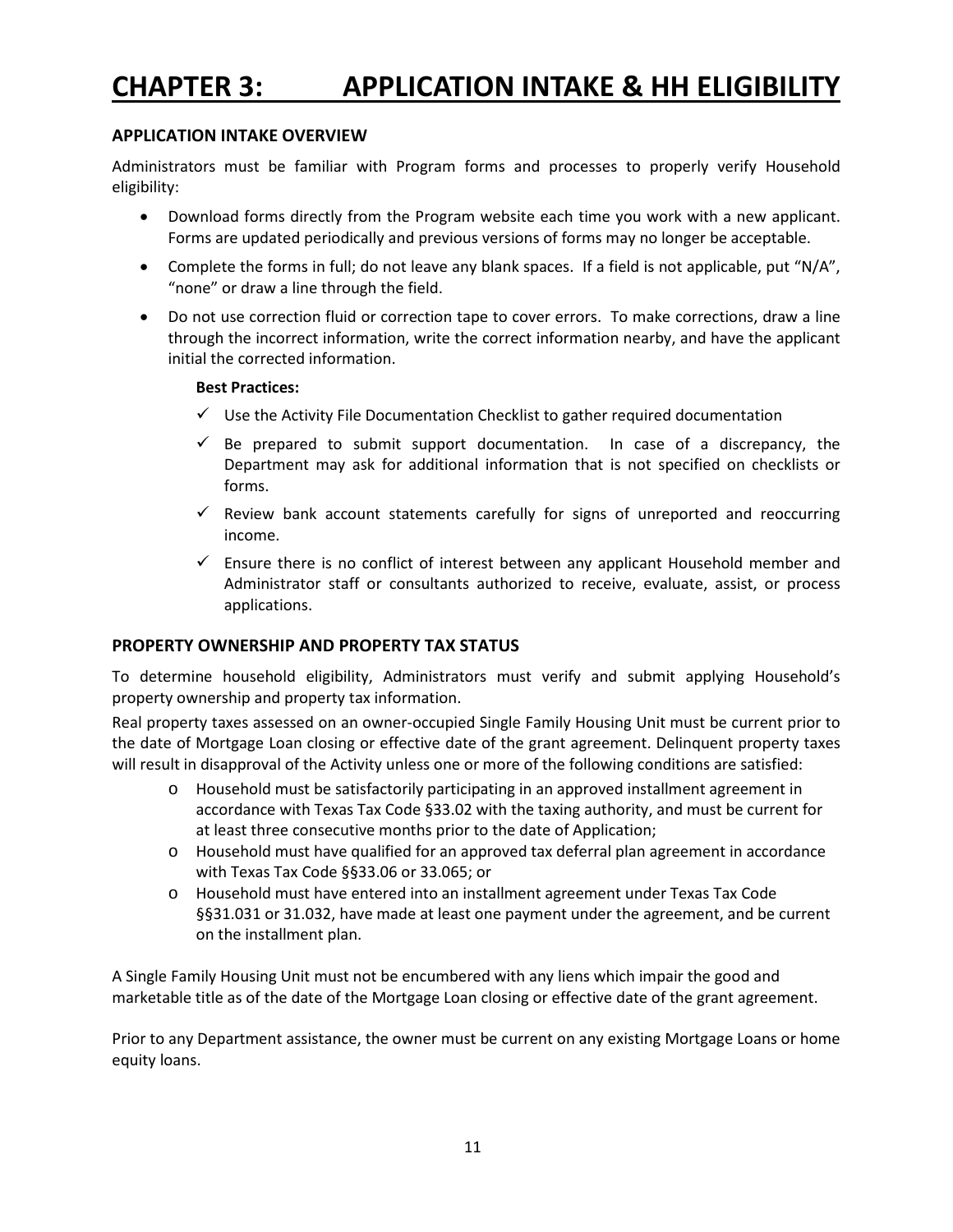# CHAPTER 3: APPLICATION INTAKE & HH ELIGIBILITY

### APPLICATION INTAKE OVERVIEW

Administrators must be familiar with Program forms and processes to properly verify Household eligibility:

- Download forms directly from the Program website each time you work with a new applicant. Forms are updated periodically and previous versions of forms may no longer be acceptable.
- Complete the forms in full; do not leave any blank spaces. If a field is not applicable, put "N/A", "none" or draw a line through the field.
- Do not use correction fluid or correction tape to cover errors. To make corrections, draw a line through the incorrect information, write the correct information nearby, and have the applicant initial the corrected information.

**Best Practices:**

- ✓ Use the Activity File Documentation Checklist to gather required documentation
- ✓ Be prepared to submit support documentation. In case of a discrepancy, the Department may ask for additional information that is not specified on checklists or forms.
- ✓ Review bank account statements carefully for signs of unreported and reoccurring income.
- ✓ Ensure there is no conflict of interest between any applicant Household member and Administrator staff or consultants authorized to receive, evaluate, assist, or process applications.

### PROPERTY OWNERSHIP AND PROPERTY TAX STATUS

To determine household eligibility, Administrators must verify and submit applying Household's property ownership and property tax information.

Real property taxes assessed on an owner-occupied Single Family Housing Unit must be current prior to the date of Mortgage Loan closing or effective date of the grant agreement. Delinquent property taxes will result in disapproval of the Activity unless one or more of the following conditions are satisfied:

- Household must be satisfactorily participating in an approved installment agreement in accordance with Texas Tax Code §33.02 with the taxing authority, and must be current for at least three consecutive months prior to the date of Application;
- Household must have qualified for an approved tax deferral plan agreement in accordance with Texas Tax Code §§33.06 or 33.065; or
- Household must have entered into an installment agreement under Texas Tax Code §§31.031 or 31.032, have made at least one payment under the agreement, and be current on the installment plan.

A Single Family Housing Unit must not be encumbered with any liens which impair the good and marketable title as of the date of the Mortgage Loan closing or effective date of the grant agreement.

Prior to any Department assistance, the owner must be current on any existing Mortgage Loans or home equity loans.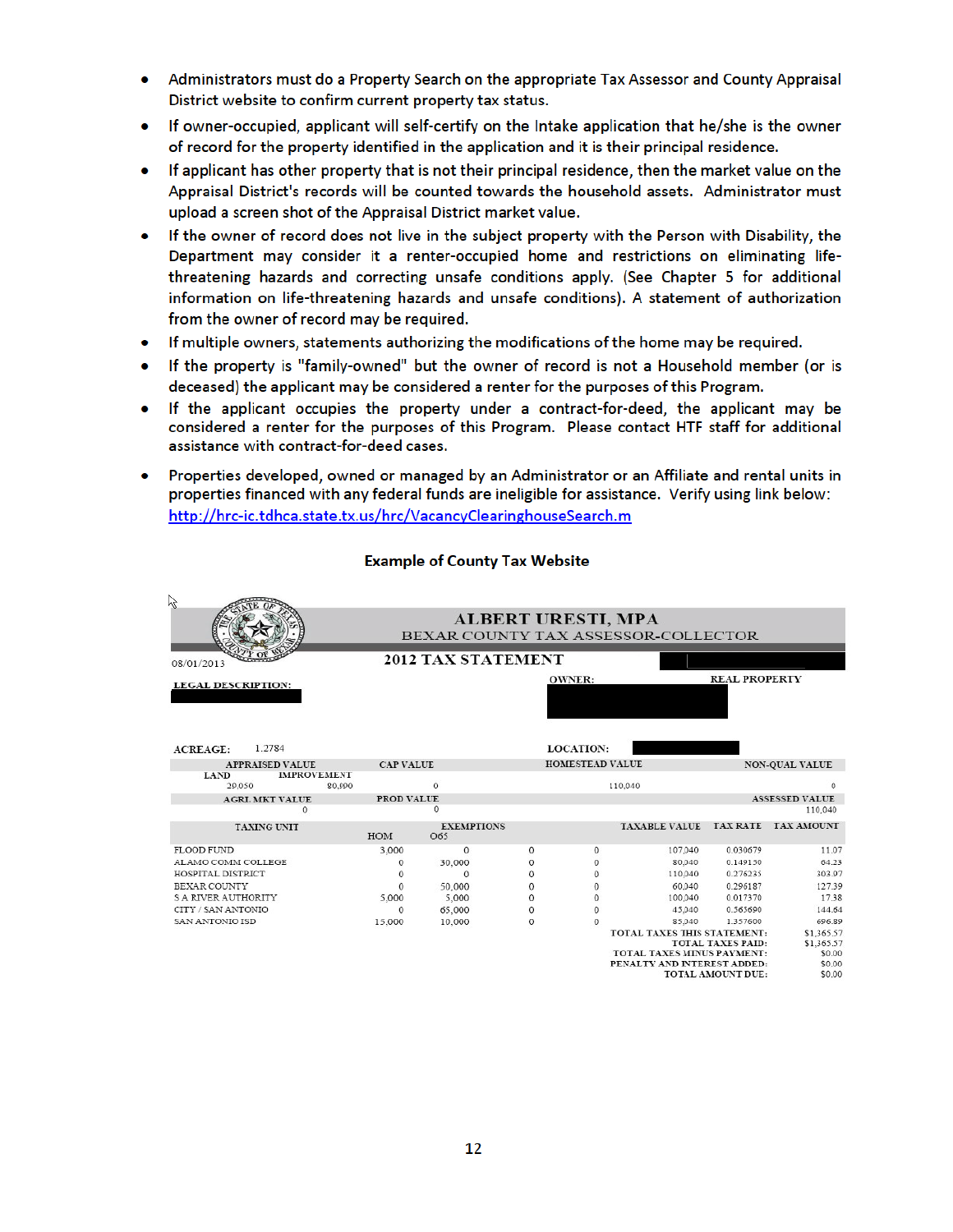- Administrators must do a Property Search on the appropriate Tax Assessor and County Appraisal District website to confirm current property tax status.
- If owner-occupied, applicant will self-certify on the Intake application that he/she is the owner of record for the property identified in the application and it is their principal residence.
- If applicant has other property that is not their principal residence, then the market value on the Appraisal District's records will be counted towards the household assets. Administrator must upload a screen shot of the Appraisal District market value.
- If the owner of record does not live in the subject property with the Person with Disability, the Department may consider it a renter-occupied home and restrictions on eliminating life-threatening hazards and correcting unsafe conditions apply. (See Chapter 5 for additional information on life-threatening hazards and unsafe conditions). A statement of authorization from the owner of record may be required.
- If multiple owners, statements authorizing the modifications of the home may be required.
- If the property is "family-owned" but the owner of record is not a Household member (or is deceased) the applicant may be considered a renter for the purposes of this Program.
- If the applicant occupies the property under a contract-for-deed, the applicant may be considered a renter for the purposes of this Program. Please contact HTF staff for additional assistance with contract-for-deed cases.
- Properties developed, owned or managed by an Administrator or an Affiliate and rental units in properties financed with any federal funds are ineligible for assistance. Verify using link below: http://hrc-ic.tdhca.state.tx.us/hrc/VacancyClearinghouseSearch.m

**Example of County Tax Website**

**ALBERT URESTI, MPA**
BEXAR COUNTY TAX ASSESSOR-COLLECTOR

08/01/2013

**2012 TAX STATEMENT**

LEGAL DESCRIPTION:

OWNER:

REAL PROPERTY

ACREAGE: 1.2784

LOCATION:

| APPRAISED VALUE LAND | APPRAISED VALUE IMPROVEMENT | CAP VALUE | HOMESTEAD VALUE | NON-QUAL VALUE |
|---|---|---|---|---|
| 29,050 | 80,890 | 0 | 110,040 | 0 |

| AGRI. MKT VALUE | PROD VALUE | ASSESSED VALUE |
|---|---|---|
| 0 | 0 | 110,040 |

| TAXING UNIT | EXEMPTIONS HOM | O65 | | | TAXABLE VALUE | TAX RATE | TAX AMOUNT |
|---|---|---|---|---|---|---|---|
| FLOOD FUND | 3,000 | 0 | 0 | 0 | 107,040 | 0.030679 | 11.07 |
| ALAMO COMM COLLEGE | 0 | 30,000 | 0 | 0 | 80,040 | 0.149150 | 64.23 |
| HOSPITAL DISTRICT | 0 | 0 | 0 | 0 | 110,040 | 0.276235 | 303.97 |
| BEXAR COUNTY | 0 | 50,000 | 0 | 0 | 60,040 | 0.296187 | 127.39 |
| S A RIVER AUTHORITY | 5,000 | 5,000 | 0 | 0 | 100,040 | 0.017370 | 17.38 |
| CITY / SAN ANTONIO | 0 | 65,000 | 0 | 0 | 45,040 | 0.565690 | 144.64 |
| SAN ANTONIO ISD | 15,000 | 10,000 | 0 | 0 | 85,040 | 1.357600 | 696.89 |

| | |
|---|---|
| TOTAL TAXES THIS STATEMENT: | $1,365.57 |
| TOTAL TAXES PAID: | $1,365.57 |
| TOTAL TAXES MINUS PAYMENT: | $0.00 |
| PENALTY AND INTEREST ADDED: | $0.00 |
| TOTAL AMOUNT DUE: | $0.00 |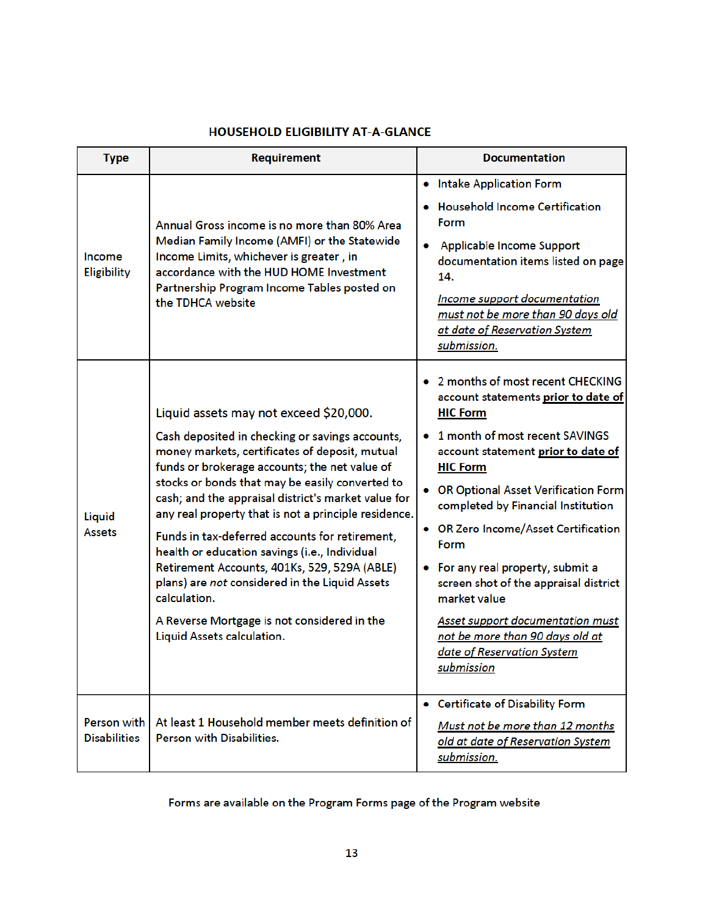## HOUSEHOLD ELIGIBILITY AT-A-GLANCE

| Type | Requirement | Documentation |
|---|---|---|
| Income Eligibility | Annual Gross income is no more than 80% Area Median Family Income (AMFI) or the Statewide Income Limits, whichever is greater , in accordance with the HUD HOME Investment Partnership Program Income Tables posted on the TDHCA website | • Intake Application Form<br>• Household Income Certification Form<br>• Applicable Income Support documentation items listed on page 14.<br><br>*Income support documentation must not be more than 90 days old at date of Reservation System submission.* |
| Liquid Assets | Liquid assets may not exceed $20,000.<br><br>Cash deposited in checking or savings accounts, money markets, certificates of deposit, mutual funds or brokerage accounts; the net value of stocks or bonds that may be easily converted to cash; and the appraisal district's market value for any real property that is not a principle residence.<br><br>Funds in tax-deferred accounts for retirement, health or education savings (i.e., Individual Retirement Accounts, 401Ks, 529, 529A (ABLE) plans) are *not* considered in the Liquid Assets calculation.<br><br>A Reverse Mortgage is not considered in the Liquid Assets calculation. | • 2 months of most recent CHECKING account statements **prior to date of HIC Form**<br>• 1 month of most recent SAVINGS account statement **prior to date of HIC Form**<br>• OR Optional Asset Verification Form completed by Financial Institution<br>• OR Zero Income/Asset Certification Form<br>• For any real property, submit a screen shot of the appraisal district market value<br><br>*Asset support documentation must not be more than 90 days old at date of Reservation System submission* |
| Person with Disabilities | At least 1 Household member meets definition of Person with Disabilities. | • Certificate of Disability Form<br><br>*Must not be more than 12 months old at date of Reservation System submission.* |

Forms are available on the Program Forms page of the Program website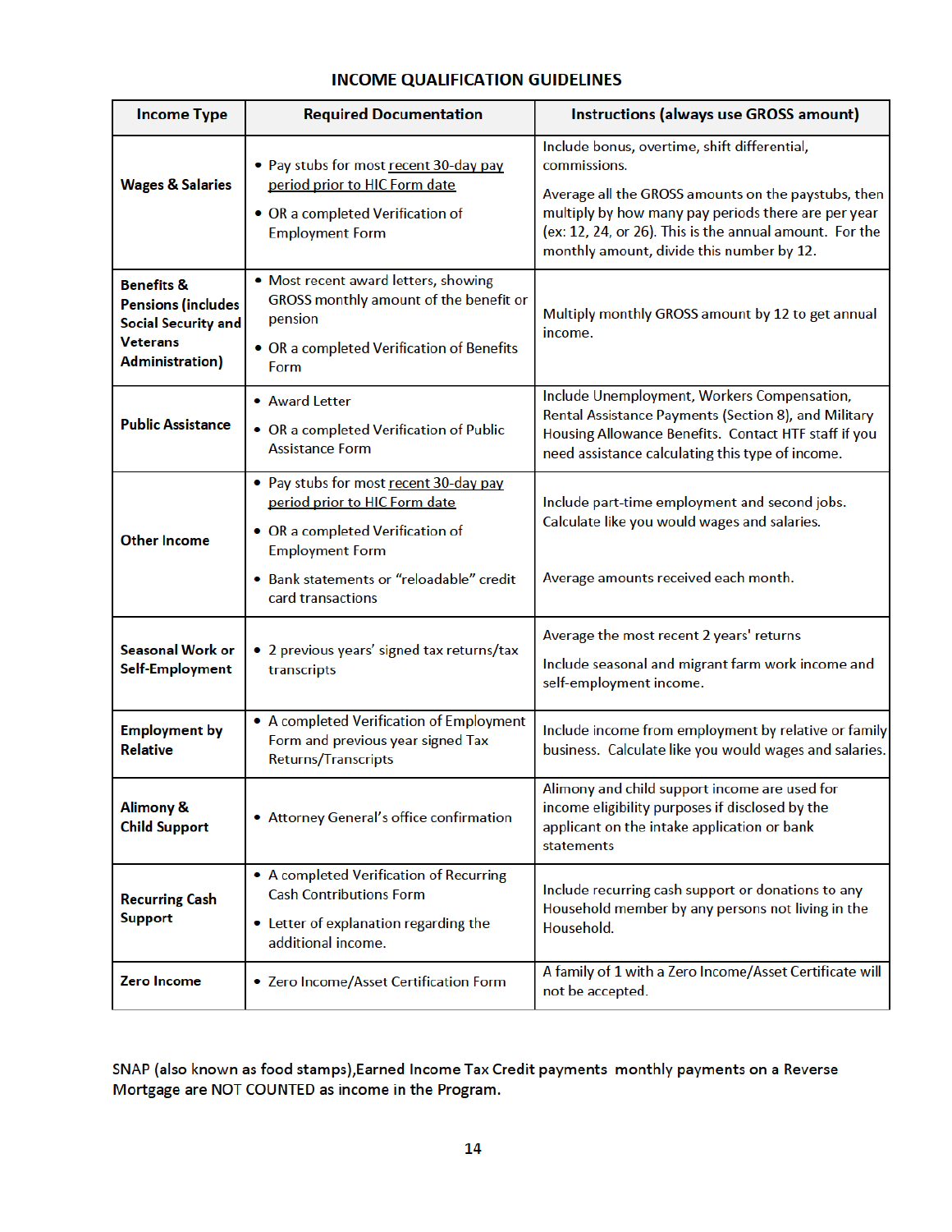## INCOME QUALIFICATION GUIDELINES

| Income Type | Required Documentation | Instructions (always use GROSS amount) |
|---|---|---|
| **Wages & Salaries** | • Pay stubs for most recent 30-day pay period prior to HIC Form date<br>• OR a completed Verification of Employment Form | Include bonus, overtime, shift differential, commissions.<br>Average all the GROSS amounts on the paystubs, then multiply by how many pay periods there are per year (ex: 12, 24, or 26). This is the annual amount. For the monthly amount, divide this number by 12. |
| **Benefits & Pensions (includes Social Security and Veterans Administration)** | • Most recent award letters, showing GROSS monthly amount of the benefit or pension<br>• OR a completed Verification of Benefits Form | Multiply monthly GROSS amount by 12 to get annual income. |
| **Public Assistance** | • Award Letter<br>• OR a completed Verification of Public Assistance Form | Include Unemployment, Workers Compensation, Rental Assistance Payments (Section 8), and Military Housing Allowance Benefits. Contact HTF staff if you need assistance calculating this type of income. |
| **Other Income** | • Pay stubs for most recent 30-day pay period prior to HIC Form date<br>• OR a completed Verification of Employment Form<br>• Bank statements or "reloadable" credit card transactions | Include part-time employment and second jobs. Calculate like you would wages and salaries.<br>Average amounts received each month. |
| **Seasonal Work or Self-Employment** | • 2 previous years' signed tax returns/tax transcripts | Average the most recent 2 years' returns<br>Include seasonal and migrant farm work income and self-employment income. |
| **Employment by Relative** | • A completed Verification of Employment Form and previous year signed Tax Returns/Transcripts | Include income from employment by relative or family business. Calculate like you would wages and salaries. |
| **Alimony & Child Support** | • Attorney General's office confirmation | Alimony and child support income are used for income eligibility purposes if disclosed by the applicant on the intake application or bank statements |
| **Recurring Cash Support** | • A completed Verification of Recurring Cash Contributions Form<br>• Letter of explanation regarding the additional income. | Include recurring cash support or donations to any Household member by any persons not living in the Household. |
| **Zero Income** | • Zero Income/Asset Certification Form | A family of 1 with a Zero Income/Asset Certificate will not be accepted. |

SNAP (also known as food stamps),Earned Income Tax Credit payments monthly payments on a Reverse Mortgage are NOT COUNTED as income in the Program.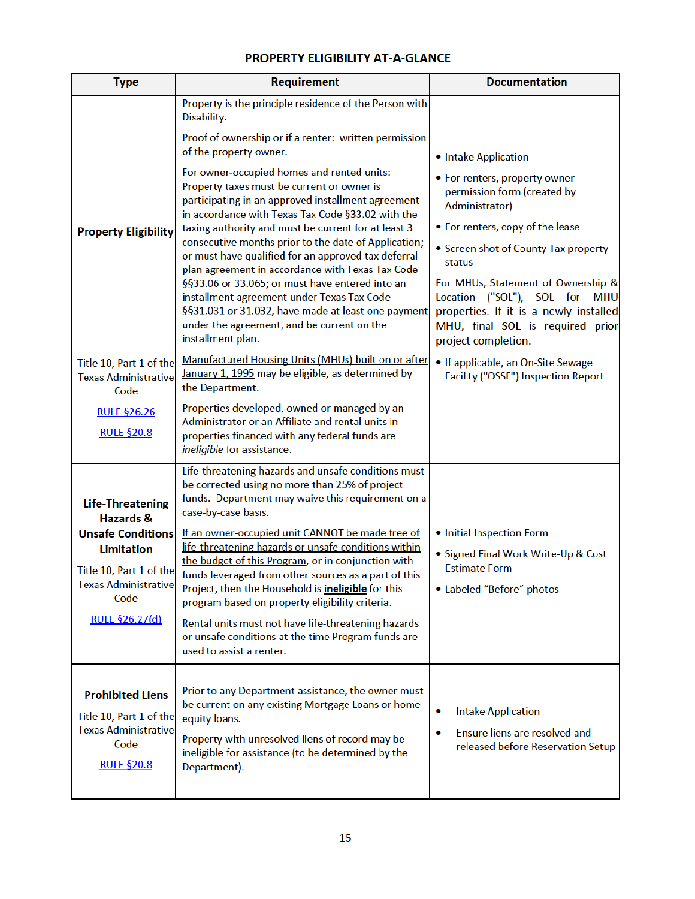## PROPERTY ELIGIBILITY AT-A-GLANCE

| Type | Requirement | Documentation |
|---|---|---|
| **Property Eligibility**<br><br>Title 10, Part 1 of the Texas Administrative Code<br><br>RULE §26.26<br><br>RULE §20.8 | Property is the principle residence of the Person with Disability.<br><br>Proof of ownership or if a renter: written permission of the property owner.<br><br>For owner-occupied homes and rented units: Property taxes must be current or owner is participating in an approved installment agreement in accordance with Texas Tax Code §33.02 with the taxing authority and must be current for at least 3 consecutive months prior to the date of Application; or must have qualified for an approved tax deferral plan agreement in accordance with Texas Tax Code §§33.06 or 33.065; or must have entered into an installment agreement under Texas Tax Code §§31.031 or 31.032, have made at least one payment under the agreement, and be current on the installment plan.<br><br><u>Manufactured Housing Units (MHUs) built on or after January 1, 1995</u> may be eligible, as determined by the Department.<br><br>Properties developed, owned or managed by an Administrator or an Affiliate and rental units in properties financed with any federal funds are *ineligible* for assistance. | • Intake Application<br>• For renters, property owner permission form (created by Administrator)<br>• For renters, copy of the lease<br>• Screen shot of County Tax property status<br><br>For MHUs, Statement of Ownership & Location ("SOL"), SOL for MHU properties. If it is a newly installed MHU, final SOL is required prior project completion.<br><br>• If applicable, an On-Site Sewage Facility ("OSSF") Inspection Report |
| **Life-Threatening Hazards & Unsafe Conditions Limitation**<br><br>Title 10, Part 1 of the Texas Administrative Code<br><br>RULE §26.27(d) | Life-threatening hazards and unsafe conditions must be corrected using no more than 25% of project funds. Department may waive this requirement on a case-by-case basis.<br><br><u>If an owner-occupied unit CANNOT be made free of life-threatening hazards or unsafe conditions within the budget of this Program</u>, or in conjunction with funds leveraged from other sources as a part of this Project, then the Household is **<u>ineligible</u>** for this program based on property eligibility criteria.<br><br>Rental units must not have life-threatening hazards or unsafe conditions at the time Program funds are used to assist a renter. | • Initial Inspection Form<br>• Signed Final Work Write-Up & Cost Estimate Form<br>• Labeled "Before" photos |
| **Prohibited Liens**<br><br>Title 10, Part 1 of the Texas Administrative Code<br><br>RULE §20.8 | Prior to any Department assistance, the owner must be current on any existing Mortgage Loans or home equity loans.<br><br>Property with unresolved liens of record may be ineligible for assistance (to be determined by the Department). | • Intake Application<br>• Ensure liens are resolved and released before Reservation Setup |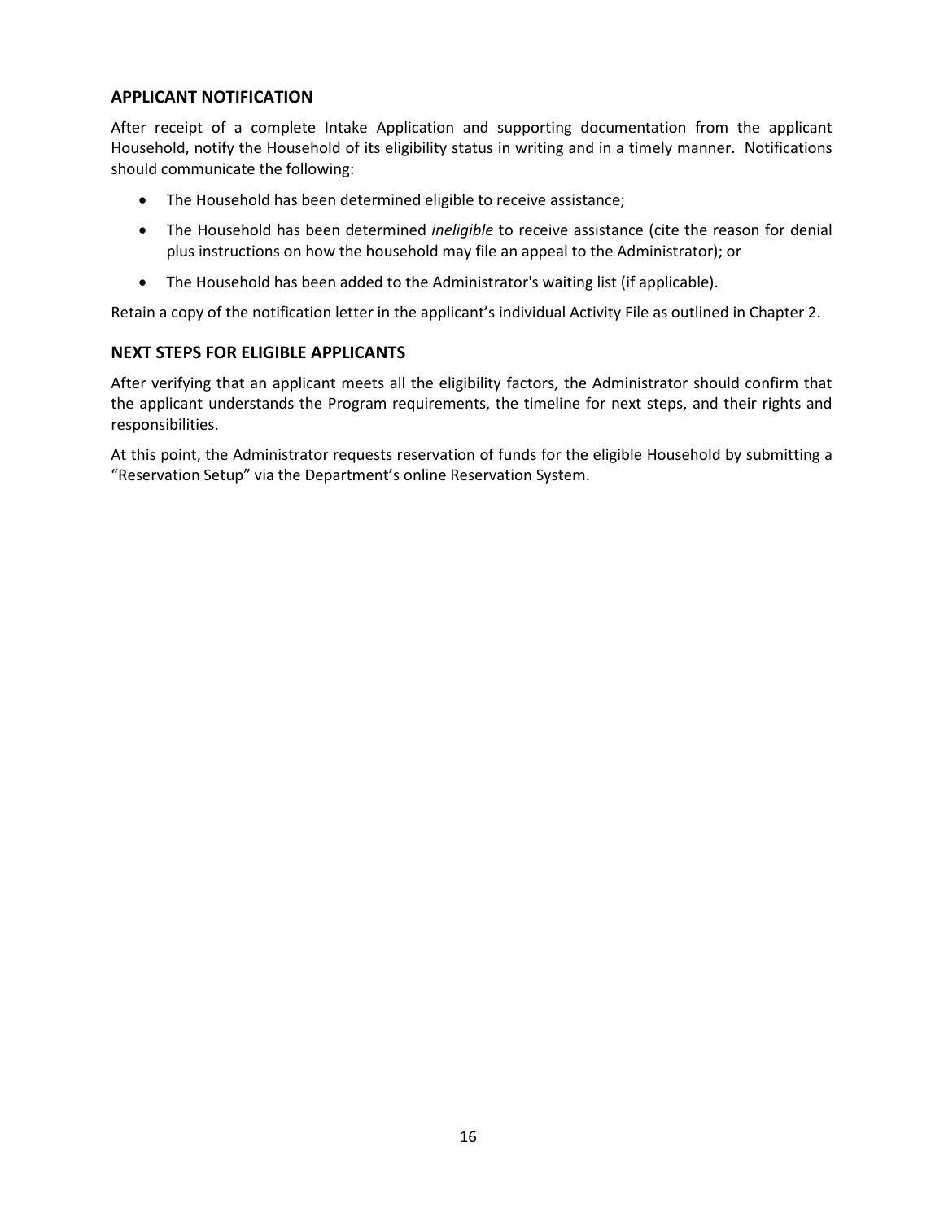## APPLICANT NOTIFICATION

After receipt of a complete Intake Application and supporting documentation from the applicant Household, notify the Household of its eligibility status in writing and in a timely manner. Notifications should communicate the following:

- The Household has been determined eligible to receive assistance;
- The Household has been determined *ineligible* to receive assistance (cite the reason for denial plus instructions on how the household may file an appeal to the Administrator); or
- The Household has been added to the Administrator's waiting list (if applicable).

Retain a copy of the notification letter in the applicant's individual Activity File as outlined in Chapter 2.

## NEXT STEPS FOR ELIGIBLE APPLICANTS

After verifying that an applicant meets all the eligibility factors, the Administrator should confirm that the applicant understands the Program requirements, the timeline for next steps, and their rights and responsibilities.

At this point, the Administrator requests reservation of funds for the eligible Household by submitting a "Reservation Setup" via the Department's online Reservation System.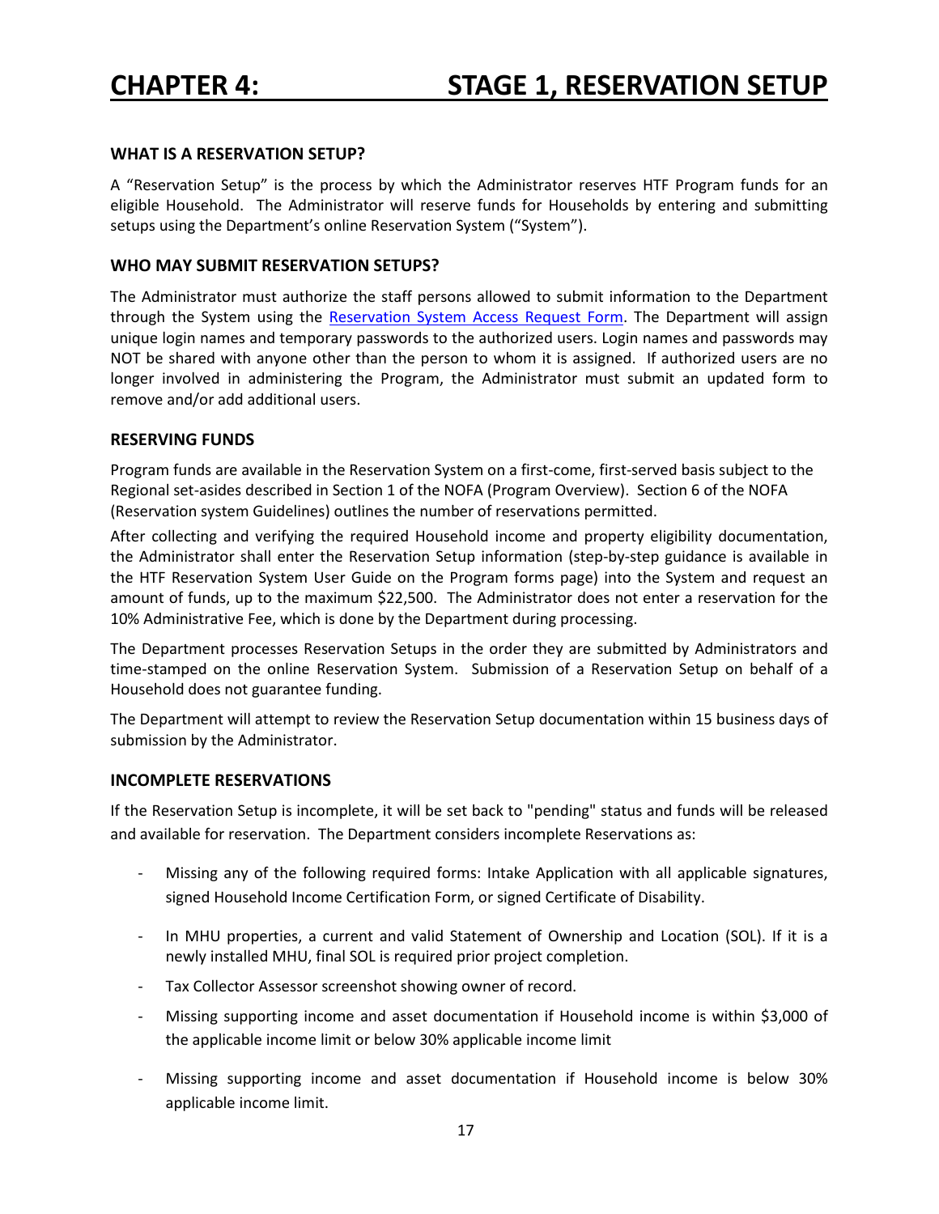# CHAPTER 4: STAGE 1, RESERVATION SETUP

### WHAT IS A RESERVATION SETUP?

A "Reservation Setup" is the process by which the Administrator reserves HTF Program funds for an eligible Household. The Administrator will reserve funds for Households by entering and submitting setups using the Department's online Reservation System ("System").

### WHO MAY SUBMIT RESERVATION SETUPS?

The Administrator must authorize the staff persons allowed to submit information to the Department through the System using the Reservation System Access Request Form. The Department will assign unique login names and temporary passwords to the authorized users. Login names and passwords may NOT be shared with anyone other than the person to whom it is assigned. If authorized users are no longer involved in administering the Program, the Administrator must submit an updated form to remove and/or add additional users.

### RESERVING FUNDS

Program funds are available in the Reservation System on a first-come, first-served basis subject to the Regional set-asides described in Section 1 of the NOFA (Program Overview). Section 6 of the NOFA (Reservation system Guidelines) outlines the number of reservations permitted.

After collecting and verifying the required Household income and property eligibility documentation, the Administrator shall enter the Reservation Setup information (step-by-step guidance is available in the HTF Reservation System User Guide on the Program forms page) into the System and request an amount of funds, up to the maximum $22,500. The Administrator does not enter a reservation for the 10% Administrative Fee, which is done by the Department during processing.

The Department processes Reservation Setups in the order they are submitted by Administrators and time-stamped on the online Reservation System. Submission of a Reservation Setup on behalf of a Household does not guarantee funding.

The Department will attempt to review the Reservation Setup documentation within 15 business days of submission by the Administrator.

### INCOMPLETE RESERVATIONS

If the Reservation Setup is incomplete, it will be set back to "pending" status and funds will be released and available for reservation. The Department considers incomplete Reservations as:

- Missing any of the following required forms: Intake Application with all applicable signatures, signed Household Income Certification Form, or signed Certificate of Disability.
- In MHU properties, a current and valid Statement of Ownership and Location (SOL). If it is a newly installed MHU, final SOL is required prior project completion.
- Tax Collector Assessor screenshot showing owner of record.
- Missing supporting income and asset documentation if Household income is within $3,000 of the applicable income limit or below 30% applicable income limit
- Missing supporting income and asset documentation if Household income is below 30% applicable income limit.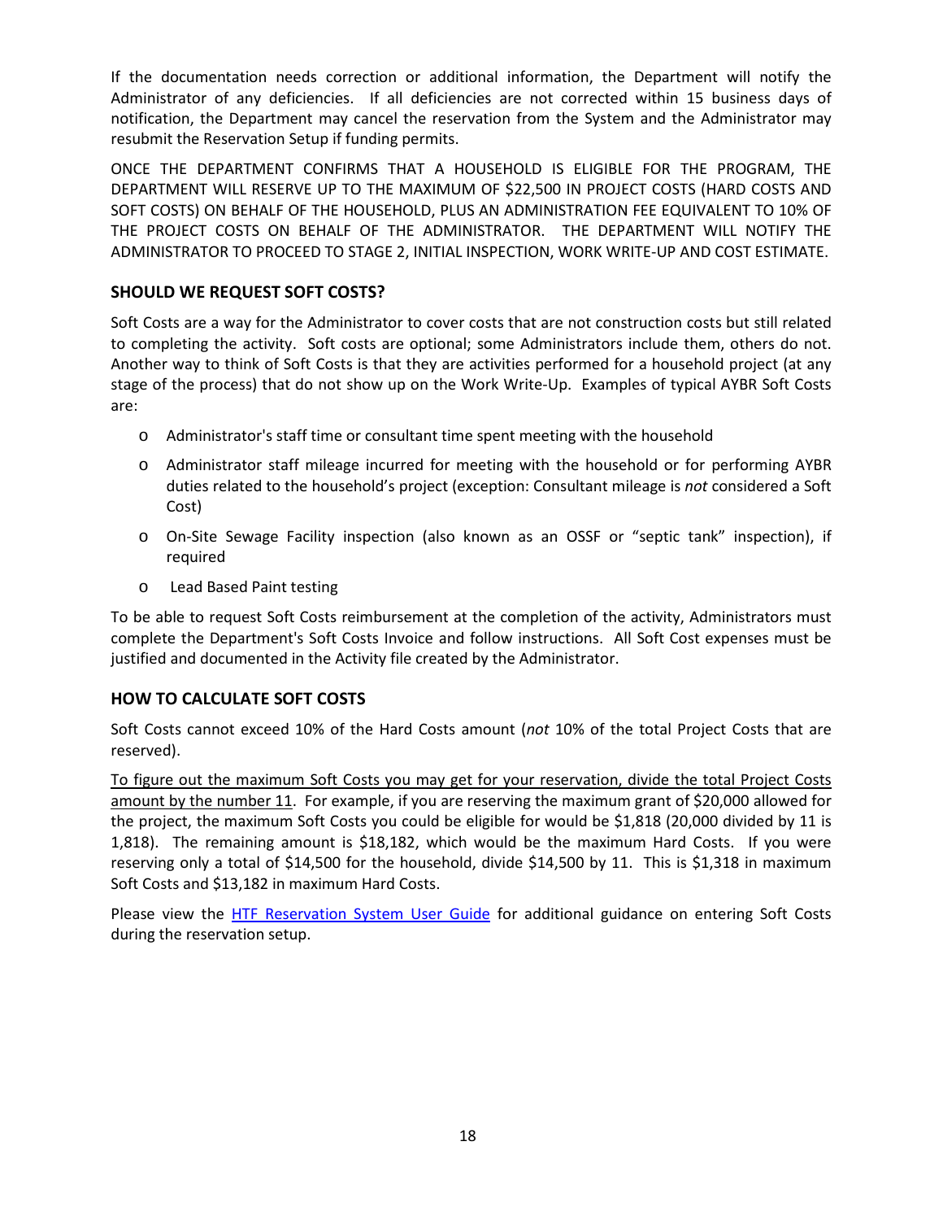If the documentation needs correction or additional information, the Department will notify the Administrator of any deficiencies. If all deficiencies are not corrected within 15 business days of notification, the Department may cancel the reservation from the System and the Administrator may resubmit the Reservation Setup if funding permits.

ONCE THE DEPARTMENT CONFIRMS THAT A HOUSEHOLD IS ELIGIBLE FOR THE PROGRAM, THE DEPARTMENT WILL RESERVE UP TO THE MAXIMUM OF $22,500 IN PROJECT COSTS (HARD COSTS AND SOFT COSTS) ON BEHALF OF THE HOUSEHOLD, PLUS AN ADMINISTRATION FEE EQUIVALENT TO 10% OF THE PROJECT COSTS ON BEHALF OF THE ADMINISTRATOR. THE DEPARTMENT WILL NOTIFY THE ADMINISTRATOR TO PROCEED TO STAGE 2, INITIAL INSPECTION, WORK WRITE-UP AND COST ESTIMATE.

### SHOULD WE REQUEST SOFT COSTS?

Soft Costs are a way for the Administrator to cover costs that are not construction costs but still related to completing the activity. Soft costs are optional; some Administrators include them, others do not. Another way to think of Soft Costs is that they are activities performed for a household project (at any stage of the process) that do not show up on the Work Write-Up. Examples of typical AYBR Soft Costs are:

- Administrator's staff time or consultant time spent meeting with the household
- Administrator staff mileage incurred for meeting with the household or for performing AYBR duties related to the household's project (exception: Consultant mileage is *not* considered a Soft Cost)
- On-Site Sewage Facility inspection (also known as an OSSF or "septic tank" inspection), if required
- Lead Based Paint testing

To be able to request Soft Costs reimbursement at the completion of the activity, Administrators must complete the Department's Soft Costs Invoice and follow instructions. All Soft Cost expenses must be justified and documented in the Activity file created by the Administrator.

### HOW TO CALCULATE SOFT COSTS

Soft Costs cannot exceed 10% of the Hard Costs amount (*not* 10% of the total Project Costs that are reserved).

<u>To figure out the maximum Soft Costs you may get for your reservation, divide the total Project Costs amount by the number 11</u>. For example, if you are reserving the maximum grant of $20,000 allowed for the project, the maximum Soft Costs you could be eligible for would be $1,818 (20,000 divided by 11 is 1,818). The remaining amount is $18,182, which would be the maximum Hard Costs. If you were reserving only a total of $14,500 for the household, divide $14,500 by 11. This is $1,318 in maximum Soft Costs and $13,182 in maximum Hard Costs.

Please view the [HTF Reservation System User Guide] for additional guidance on entering Soft Costs during the reservation setup.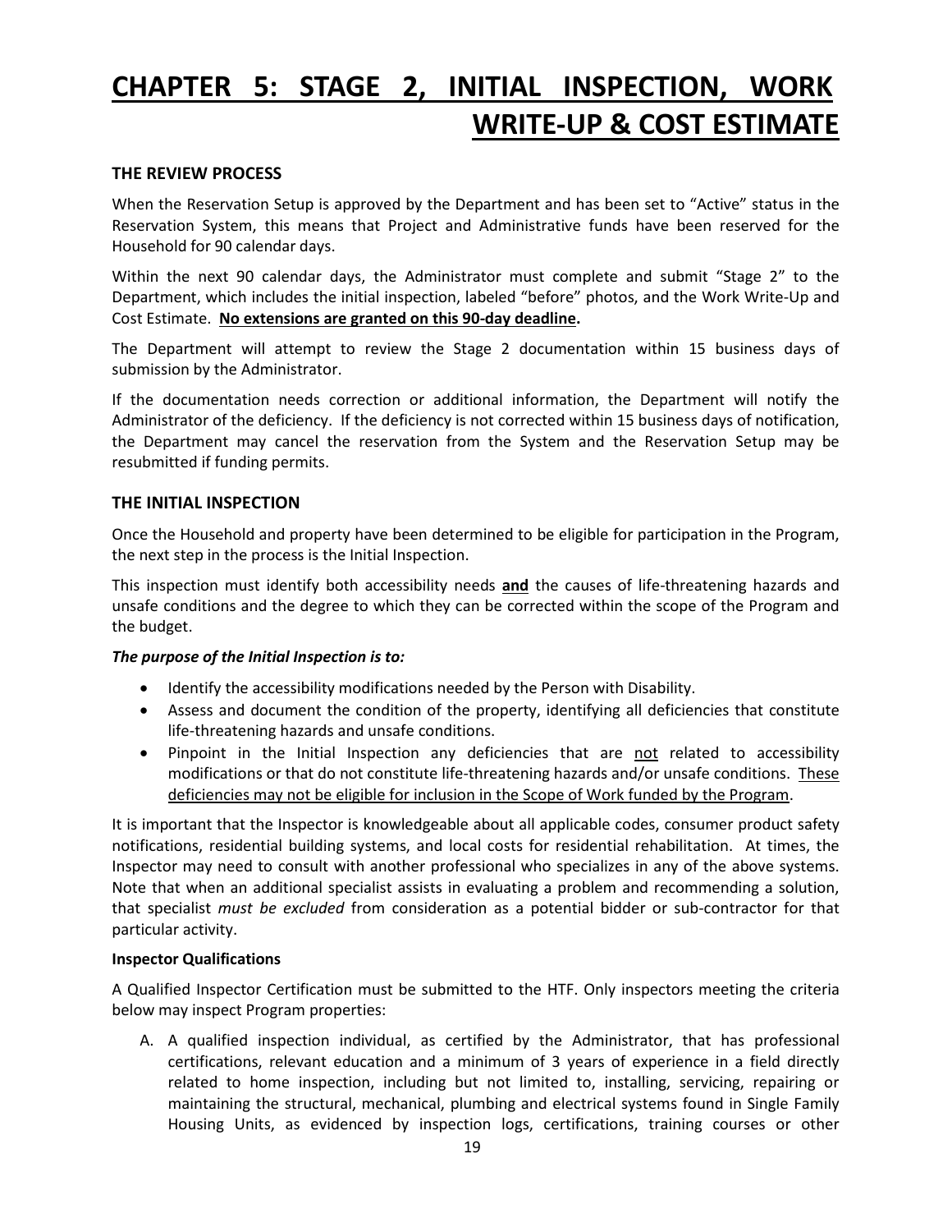# CHAPTER 5: STAGE 2, INITIAL INSPECTION, WORK WRITE-UP & COST ESTIMATE

## THE REVIEW PROCESS

When the Reservation Setup is approved by the Department and has been set to "Active" status in the Reservation System, this means that Project and Administrative funds have been reserved for the Household for 90 calendar days.

Within the next 90 calendar days, the Administrator must complete and submit "Stage 2" to the Department, which includes the initial inspection, labeled "before" photos, and the Work Write-Up and Cost Estimate. **No extensions are granted on this 90-day deadline.**

The Department will attempt to review the Stage 2 documentation within 15 business days of submission by the Administrator.

If the documentation needs correction or additional information, the Department will notify the Administrator of the deficiency. If the deficiency is not corrected within 15 business days of notification, the Department may cancel the reservation from the System and the Reservation Setup may be resubmitted if funding permits.

## THE INITIAL INSPECTION

Once the Household and property have been determined to be eligible for participation in the Program, the next step in the process is the Initial Inspection.

This inspection must identify both accessibility needs **and** the causes of life-threatening hazards and unsafe conditions and the degree to which they can be corrected within the scope of the Program and the budget.

***The purpose of the Initial Inspection is to:***

- Identify the accessibility modifications needed by the Person with Disability.
- Assess and document the condition of the property, identifying all deficiencies that constitute life-threatening hazards and unsafe conditions.
- Pinpoint in the Initial Inspection any deficiencies that are not related to accessibility modifications or that do not constitute life-threatening hazards and/or unsafe conditions. These deficiencies may not be eligible for inclusion in the Scope of Work funded by the Program.

It is important that the Inspector is knowledgeable about all applicable codes, consumer product safety notifications, residential building systems, and local costs for residential rehabilitation. At times, the Inspector may need to consult with another professional who specializes in any of the above systems. Note that when an additional specialist assists in evaluating a problem and recommending a solution, that specialist *must be excluded* from consideration as a potential bidder or sub-contractor for that particular activity.

**Inspector Qualifications**

A Qualified Inspector Certification must be submitted to the HTF. Only inspectors meeting the criteria below may inspect Program properties:

A. A qualified inspection individual, as certified by the Administrator, that has professional certifications, relevant education and a minimum of 3 years of experience in a field directly related to home inspection, including but not limited to, installing, servicing, repairing or maintaining the structural, mechanical, plumbing and electrical systems found in Single Family Housing Units, as evidenced by inspection logs, certifications, training courses or other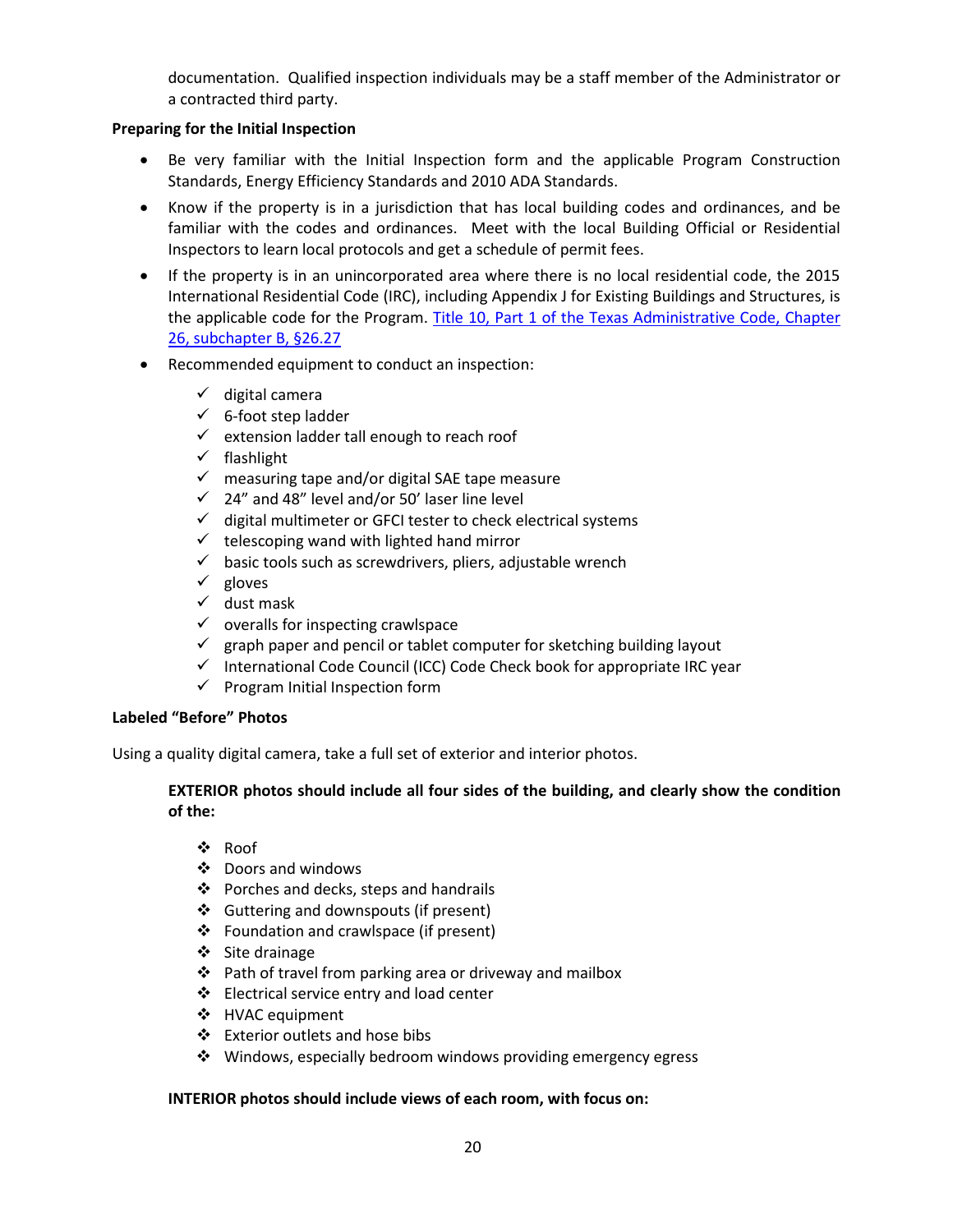documentation. Qualified inspection individuals may be a staff member of the Administrator or a contracted third party.

**Preparing for the Initial Inspection**

- Be very familiar with the Initial Inspection form and the applicable Program Construction Standards, Energy Efficiency Standards and 2010 ADA Standards.
- Know if the property is in a jurisdiction that has local building codes and ordinances, and be familiar with the codes and ordinances. Meet with the local Building Official or Residential Inspectors to learn local protocols and get a schedule of permit fees.
- If the property is in an unincorporated area where there is no local residential code, the 2015 International Residential Code (IRC), including Appendix J for Existing Buildings and Structures, is the applicable code for the Program. Title 10, Part 1 of the Texas Administrative Code, Chapter 26, subchapter B, §26.27
- Recommended equipment to conduct an inspection:
  - ✓ digital camera
  - ✓ 6-foot step ladder
  - ✓ extension ladder tall enough to reach roof
  - ✓ flashlight
  - ✓ measuring tape and/or digital SAE tape measure
  - ✓ 24" and 48" level and/or 50' laser line level
  - ✓ digital multimeter or GFCI tester to check electrical systems
  - ✓ telescoping wand with lighted hand mirror
  - ✓ basic tools such as screwdrivers, pliers, adjustable wrench
  - ✓ gloves
  - ✓ dust mask
  - ✓ overalls for inspecting crawlspace
  - ✓ graph paper and pencil or tablet computer for sketching building layout
  - ✓ International Code Council (ICC) Code Check book for appropriate IRC year
  - ✓ Program Initial Inspection form

**Labeled "Before" Photos**

Using a quality digital camera, take a full set of exterior and interior photos.

**EXTERIOR photos should include all four sides of the building, and clearly show the condition of the:**

- ❖ Roof
- ❖ Doors and windows
- ❖ Porches and decks, steps and handrails
- ❖ Guttering and downspouts (if present)
- ❖ Foundation and crawlspace (if present)
- ❖ Site drainage
- ❖ Path of travel from parking area or driveway and mailbox
- ❖ Electrical service entry and load center
- ❖ HVAC equipment
- ❖ Exterior outlets and hose bibs
- ❖ Windows, especially bedroom windows providing emergency egress

**INTERIOR photos should include views of each room, with focus on:**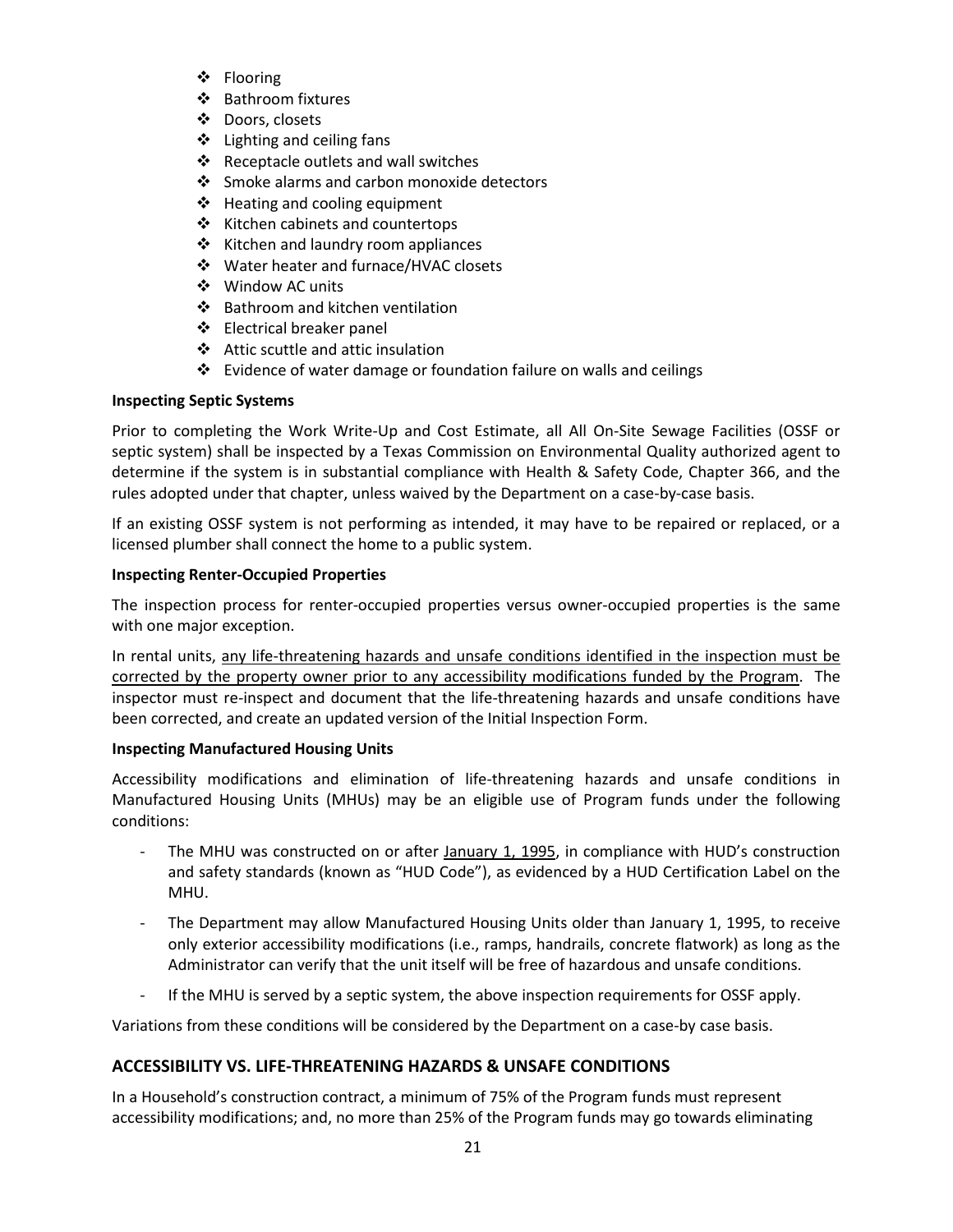- Flooring
- Bathroom fixtures
- Doors, closets
- Lighting and ceiling fans
- Receptacle outlets and wall switches
- Smoke alarms and carbon monoxide detectors
- Heating and cooling equipment
- Kitchen cabinets and countertops
- Kitchen and laundry room appliances
- Water heater and furnace/HVAC closets
- Window AC units
- Bathroom and kitchen ventilation
- Electrical breaker panel
- Attic scuttle and attic insulation
- Evidence of water damage or foundation failure on walls and ceilings

**Inspecting Septic Systems**

Prior to completing the Work Write-Up and Cost Estimate, all All On-Site Sewage Facilities (OSSF or septic system) shall be inspected by a Texas Commission on Environmental Quality authorized agent to determine if the system is in substantial compliance with Health & Safety Code, Chapter 366, and the rules adopted under that chapter, unless waived by the Department on a case-by-case basis.

If an existing OSSF system is not performing as intended, it may have to be repaired or replaced, or a licensed plumber shall connect the home to a public system.

**Inspecting Renter-Occupied Properties**

The inspection process for renter-occupied properties versus owner-occupied properties is the same with one major exception.

In rental units, <u>any life-threatening hazards and unsafe conditions identified in the inspection must be corrected by the property owner prior to any accessibility modifications funded by the Program</u>. The inspector must re-inspect and document that the life-threatening hazards and unsafe conditions have been corrected, and create an updated version of the Initial Inspection Form.

**Inspecting Manufactured Housing Units**

Accessibility modifications and elimination of life-threatening hazards and unsafe conditions in Manufactured Housing Units (MHUs) may be an eligible use of Program funds under the following conditions:

- The MHU was constructed on or after <u>January 1, 1995</u>, in compliance with HUD's construction and safety standards (known as "HUD Code"), as evidenced by a HUD Certification Label on the MHU.
- The Department may allow Manufactured Housing Units older than January 1, 1995, to receive only exterior accessibility modifications (i.e., ramps, handrails, concrete flatwork) as long as the Administrator can verify that the unit itself will be free of hazardous and unsafe conditions.
- If the MHU is served by a septic system, the above inspection requirements for OSSF apply.

Variations from these conditions will be considered by the Department on a case-by case basis.

## ACCESSIBILITY VS. LIFE-THREATENING HAZARDS & UNSAFE CONDITIONS

In a Household's construction contract, a minimum of 75% of the Program funds must represent accessibility modifications; and, no more than 25% of the Program funds may go towards eliminating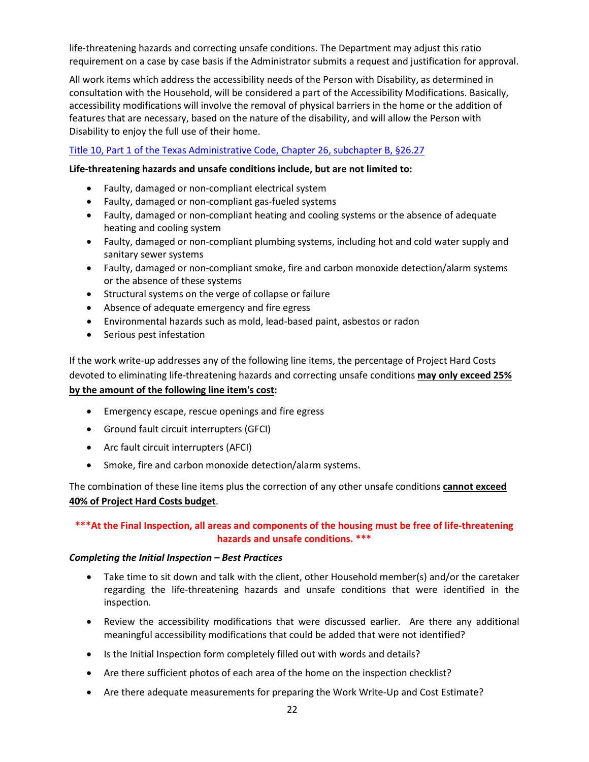life-threatening hazards and correcting unsafe conditions. The Department may adjust this ratio requirement on a case by case basis if the Administrator submits a request and justification for approval.

All work items which address the accessibility needs of the Person with Disability, as determined in consultation with the Household, will be considered a part of the Accessibility Modifications. Basically, accessibility modifications will involve the removal of physical barriers in the home or the addition of features that are necessary, based on the nature of the disability, and will allow the Person with Disability to enjoy the full use of their home.

Title 10, Part 1 of the Texas Administrative Code, Chapter 26, subchapter B, §26.27

**Life-threatening hazards and unsafe conditions include, but are not limited to:**

- Faulty, damaged or non-compliant electrical system
- Faulty, damaged or non-compliant gas-fueled systems
- Faulty, damaged or non-compliant heating and cooling systems or the absence of adequate heating and cooling system
- Faulty, damaged or non-compliant plumbing systems, including hot and cold water supply and sanitary sewer systems
- Faulty, damaged or non-compliant smoke, fire and carbon monoxide detection/alarm systems or the absence of these systems
- Structural systems on the verge of collapse or failure
- Absence of adequate emergency and fire egress
- Environmental hazards such as mold, lead-based paint, asbestos or radon
- Serious pest infestation

If the work write-up addresses any of the following line items, the percentage of Project Hard Costs devoted to eliminating life-threatening hazards and correcting unsafe conditions **may only exceed 25% by the amount of the following line item's cost:**

- Emergency escape, rescue openings and fire egress
- Ground fault circuit interrupters (GFCI)
- Arc fault circuit interrupters (AFCI)
- Smoke, fire and carbon monoxide detection/alarm systems.

The combination of these line items plus the correction of any other unsafe conditions **cannot exceed 40% of Project Hard Costs budget**.

**\*\*\*At the Final Inspection, all areas and components of the housing must be free of life-threatening hazards and unsafe conditions. \*\*\***

***Completing the Initial Inspection – Best Practices***

- Take time to sit down and talk with the client, other Household member(s) and/or the caretaker regarding the life-threatening hazards and unsafe conditions that were identified in the inspection.
- Review the accessibility modifications that were discussed earlier. Are there any additional meaningful accessibility modifications that could be added that were not identified?
- Is the Initial Inspection form completely filled out with words and details?
- Are there sufficient photos of each area of the home on the inspection checklist?
- Are there adequate measurements for preparing the Work Write-Up and Cost Estimate?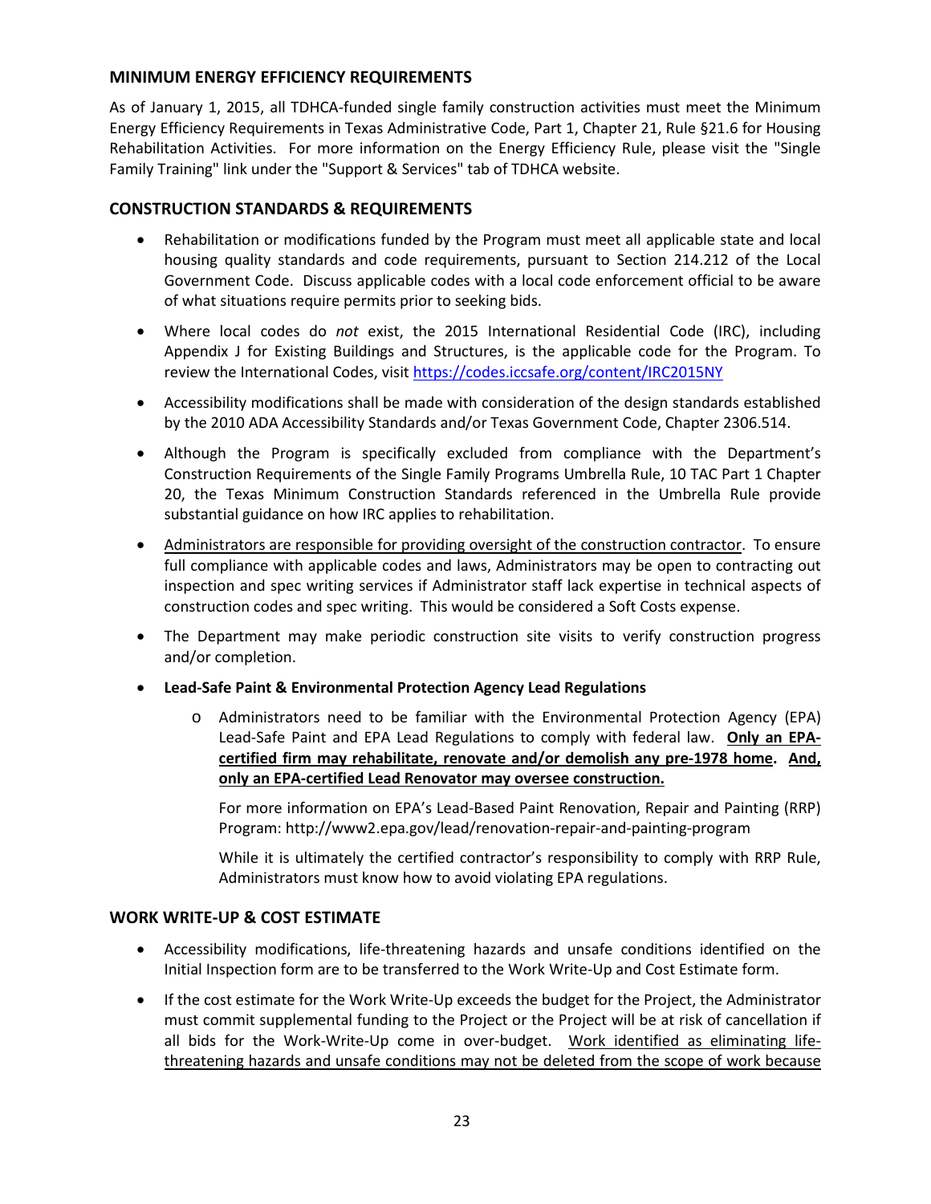## MINIMUM ENERGY EFFICIENCY REQUIREMENTS

As of January 1, 2015, all TDHCA-funded single family construction activities must meet the Minimum Energy Efficiency Requirements in Texas Administrative Code, Part 1, Chapter 21, Rule §21.6 for Housing Rehabilitation Activities. For more information on the Energy Efficiency Rule, please visit the "Single Family Training" link under the "Support & Services" tab of TDHCA website.

## CONSTRUCTION STANDARDS & REQUIREMENTS

- Rehabilitation or modifications funded by the Program must meet all applicable state and local housing quality standards and code requirements, pursuant to Section 214.212 of the Local Government Code. Discuss applicable codes with a local code enforcement official to be aware of what situations require permits prior to seeking bids.
- Where local codes do *not* exist, the 2015 International Residential Code (IRC), including Appendix J for Existing Buildings and Structures, is the applicable code for the Program. To review the International Codes, visit [https://codes.iccsafe.org/content/IRC2015NY](https://codes.iccsafe.org/content/IRC2015NY)
- Accessibility modifications shall be made with consideration of the design standards established by the 2010 ADA Accessibility Standards and/or Texas Government Code, Chapter 2306.514.
- Although the Program is specifically excluded from compliance with the Department's Construction Requirements of the Single Family Programs Umbrella Rule, 10 TAC Part 1 Chapter 20, the Texas Minimum Construction Standards referenced in the Umbrella Rule provide substantial guidance on how IRC applies to rehabilitation.
- <u>Administrators are responsible for providing oversight of the construction contractor</u>. To ensure full compliance with applicable codes and laws, Administrators may be open to contracting out inspection and spec writing services if Administrator staff lack expertise in technical aspects of construction codes and spec writing. This would be considered a Soft Costs expense.
- The Department may make periodic construction site visits to verify construction progress and/or completion.
- **Lead-Safe Paint & Environmental Protection Agency Lead Regulations**
  - Administrators need to be familiar with the Environmental Protection Agency (EPA) Lead-Safe Paint and EPA Lead Regulations to comply with federal law. **<u>Only an EPA-certified firm may rehabilitate, renovate and/or demolish any pre-1978 home</u>. <u>And, only an EPA-certified Lead Renovator may oversee construction.</u>**

    For more information on EPA's Lead-Based Paint Renovation, Repair and Painting (RRP) Program: http://www2.epa.gov/lead/renovation-repair-and-painting-program

    While it is ultimately the certified contractor's responsibility to comply with RRP Rule, Administrators must know how to avoid violating EPA regulations.

## WORK WRITE-UP & COST ESTIMATE

- Accessibility modifications, life-threatening hazards and unsafe conditions identified on the Initial Inspection form are to be transferred to the Work Write-Up and Cost Estimate form.
- If the cost estimate for the Work Write-Up exceeds the budget for the Project, the Administrator must commit supplemental funding to the Project or the Project will be at risk of cancellation if all bids for the Work-Write-Up come in over-budget. <u>Work identified as eliminating life-threatening hazards and unsafe conditions may not be deleted from the scope of work because</u>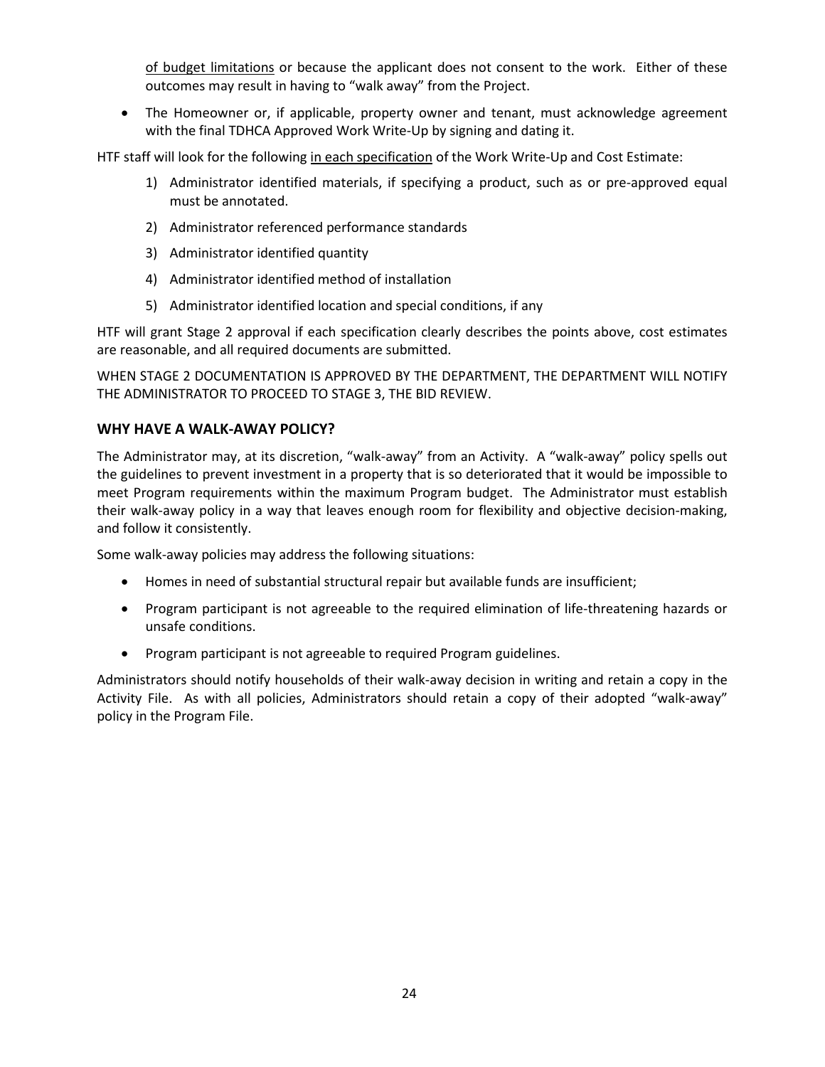of budget limitations or because the applicant does not consent to the work. Either of these outcomes may result in having to "walk away" from the Project.

- The Homeowner or, if applicable, property owner and tenant, must acknowledge agreement with the final TDHCA Approved Work Write-Up by signing and dating it.

HTF staff will look for the following in each specification of the Work Write-Up and Cost Estimate:

1) Administrator identified materials, if specifying a product, such as or pre-approved equal must be annotated.
2) Administrator referenced performance standards
3) Administrator identified quantity
4) Administrator identified method of installation
5) Administrator identified location and special conditions, if any

HTF will grant Stage 2 approval if each specification clearly describes the points above, cost estimates are reasonable, and all required documents are submitted.

WHEN STAGE 2 DOCUMENTATION IS APPROVED BY THE DEPARTMENT, THE DEPARTMENT WILL NOTIFY THE ADMINISTRATOR TO PROCEED TO STAGE 3, THE BID REVIEW.

## WHY HAVE A WALK-AWAY POLICY?

The Administrator may, at its discretion, "walk-away" from an Activity. A "walk-away" policy spells out the guidelines to prevent investment in a property that is so deteriorated that it would be impossible to meet Program requirements within the maximum Program budget. The Administrator must establish their walk-away policy in a way that leaves enough room for flexibility and objective decision-making, and follow it consistently.

Some walk-away policies may address the following situations:

- Homes in need of substantial structural repair but available funds are insufficient;
- Program participant is not agreeable to the required elimination of life-threatening hazards or unsafe conditions.
- Program participant is not agreeable to required Program guidelines.

Administrators should notify households of their walk-away decision in writing and retain a copy in the Activity File. As with all policies, Administrators should retain a copy of their adopted "walk-away" policy in the Program File.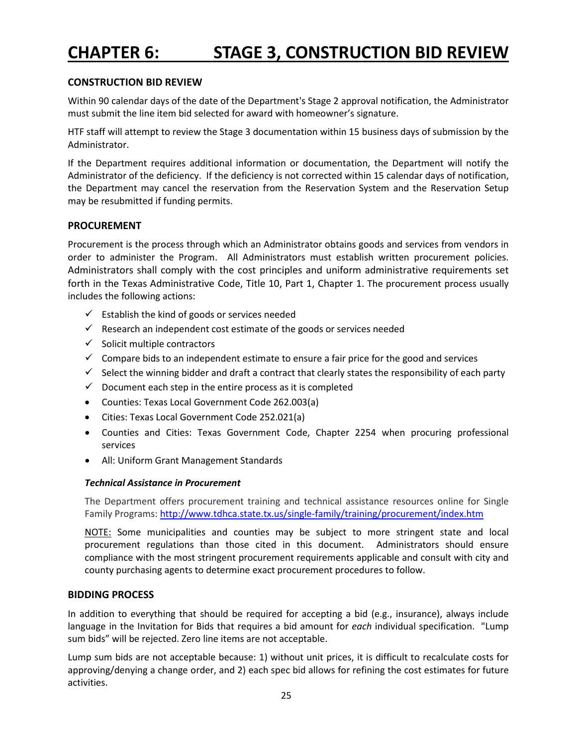# CHAPTER 6: STAGE 3, CONSTRUCTION BID REVIEW

## CONSTRUCTION BID REVIEW

Within 90 calendar days of the date of the Department's Stage 2 approval notification, the Administrator must submit the line item bid selected for award with homeowner's signature.

HTF staff will attempt to review the Stage 3 documentation within 15 business days of submission by the Administrator.

If the Department requires additional information or documentation, the Department will notify the Administrator of the deficiency. If the deficiency is not corrected within 15 calendar days of notification, the Department may cancel the reservation from the Reservation System and the Reservation Setup may be resubmitted if funding permits.

## PROCUREMENT

Procurement is the process through which an Administrator obtains goods and services from vendors in order to administer the Program. All Administrators must establish written procurement policies. Administrators shall comply with the cost principles and uniform administrative requirements set forth in the Texas Administrative Code, Title 10, Part 1, Chapter 1. The procurement process usually includes the following actions:

- ✓ Establish the kind of goods or services needed
- ✓ Research an independent cost estimate of the goods or services needed
- ✓ Solicit multiple contractors
- ✓ Compare bids to an independent estimate to ensure a fair price for the good and services
- ✓ Select the winning bidder and draft a contract that clearly states the responsibility of each party
- ✓ Document each step in the entire process as it is completed
- Counties: Texas Local Government Code 262.003(a)
- Cities: Texas Local Government Code 252.021(a)
- Counties and Cities: Texas Government Code, Chapter 2254 when procuring professional services
- All: Uniform Grant Management Standards

### *Technical Assistance in Procurement*

The Department offers procurement training and technical assistance resources online for Single Family Programs: http://www.tdhca.state.tx.us/single-family/training/procurement/index.htm

NOTE: Some municipalities and counties may be subject to more stringent state and local procurement regulations than those cited in this document. Administrators should ensure compliance with the most stringent procurement requirements applicable and consult with city and county purchasing agents to determine exact procurement procedures to follow.

## BIDDING PROCESS

In addition to everything that should be required for accepting a bid (e.g., insurance), always include language in the Invitation for Bids that requires a bid amount for *each* individual specification. "Lump sum bids" will be rejected. Zero line items are not acceptable.

Lump sum bids are not acceptable because: 1) without unit prices, it is difficult to recalculate costs for approving/denying a change order, and 2) each spec bid allows for refining the cost estimates for future activities.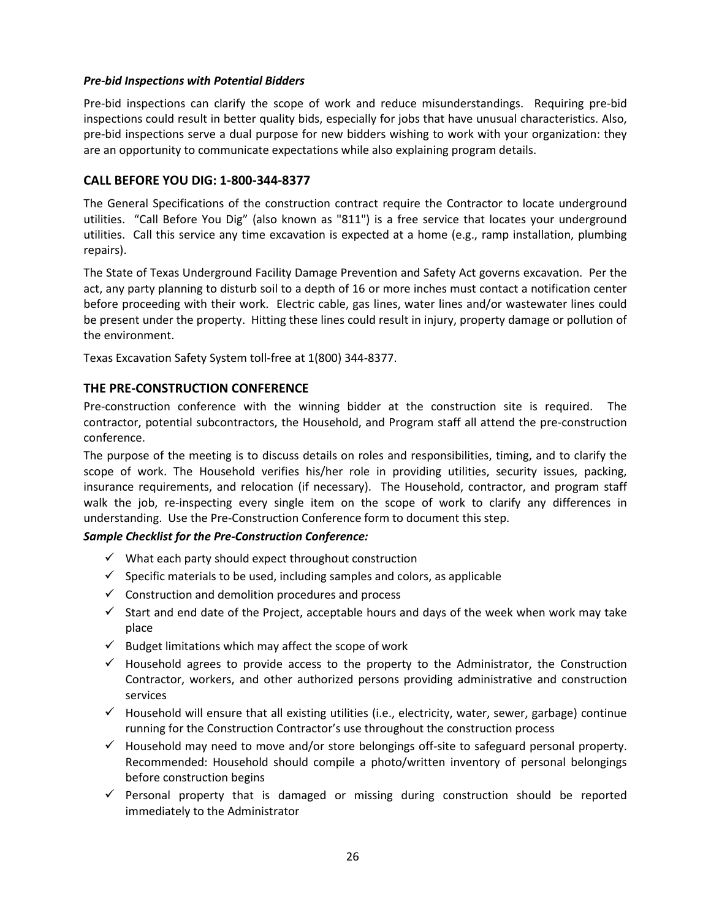***Pre-bid Inspections with Potential Bidders***

Pre-bid inspections can clarify the scope of work and reduce misunderstandings. Requiring pre-bid inspections could result in better quality bids, especially for jobs that have unusual characteristics. Also, pre-bid inspections serve a dual purpose for new bidders wishing to work with your organization: they are an opportunity to communicate expectations while also explaining program details.

## CALL BEFORE YOU DIG: 1-800-344-8377

The General Specifications of the construction contract require the Contractor to locate underground utilities. "Call Before You Dig" (also known as "811") is a free service that locates your underground utilities. Call this service any time excavation is expected at a home (e.g., ramp installation, plumbing repairs).

The State of Texas Underground Facility Damage Prevention and Safety Act governs excavation. Per the act, any party planning to disturb soil to a depth of 16 or more inches must contact a notification center before proceeding with their work. Electric cable, gas lines, water lines and/or wastewater lines could be present under the property. Hitting these lines could result in injury, property damage or pollution of the environment.

Texas Excavation Safety System toll-free at 1(800) 344-8377.

## THE PRE-CONSTRUCTION CONFERENCE

Pre-construction conference with the winning bidder at the construction site is required. The contractor, potential subcontractors, the Household, and Program staff all attend the pre-construction conference.

The purpose of the meeting is to discuss details on roles and responsibilities, timing, and to clarify the scope of work. The Household verifies his/her role in providing utilities, security issues, packing, insurance requirements, and relocation (if necessary). The Household, contractor, and program staff walk the job, re-inspecting every single item on the scope of work to clarify any differences in understanding. Use the Pre-Construction Conference form to document this step.

***Sample Checklist for the Pre-Construction Conference:***

- ✓ What each party should expect throughout construction
- ✓ Specific materials to be used, including samples and colors, as applicable
- ✓ Construction and demolition procedures and process
- ✓ Start and end date of the Project, acceptable hours and days of the week when work may take place
- ✓ Budget limitations which may affect the scope of work
- ✓ Household agrees to provide access to the property to the Administrator, the Construction Contractor, workers, and other authorized persons providing administrative and construction services
- ✓ Household will ensure that all existing utilities (i.e., electricity, water, sewer, garbage) continue running for the Construction Contractor's use throughout the construction process
- ✓ Household may need to move and/or store belongings off-site to safeguard personal property. Recommended: Household should compile a photo/written inventory of personal belongings before construction begins
- ✓ Personal property that is damaged or missing during construction should be reported immediately to the Administrator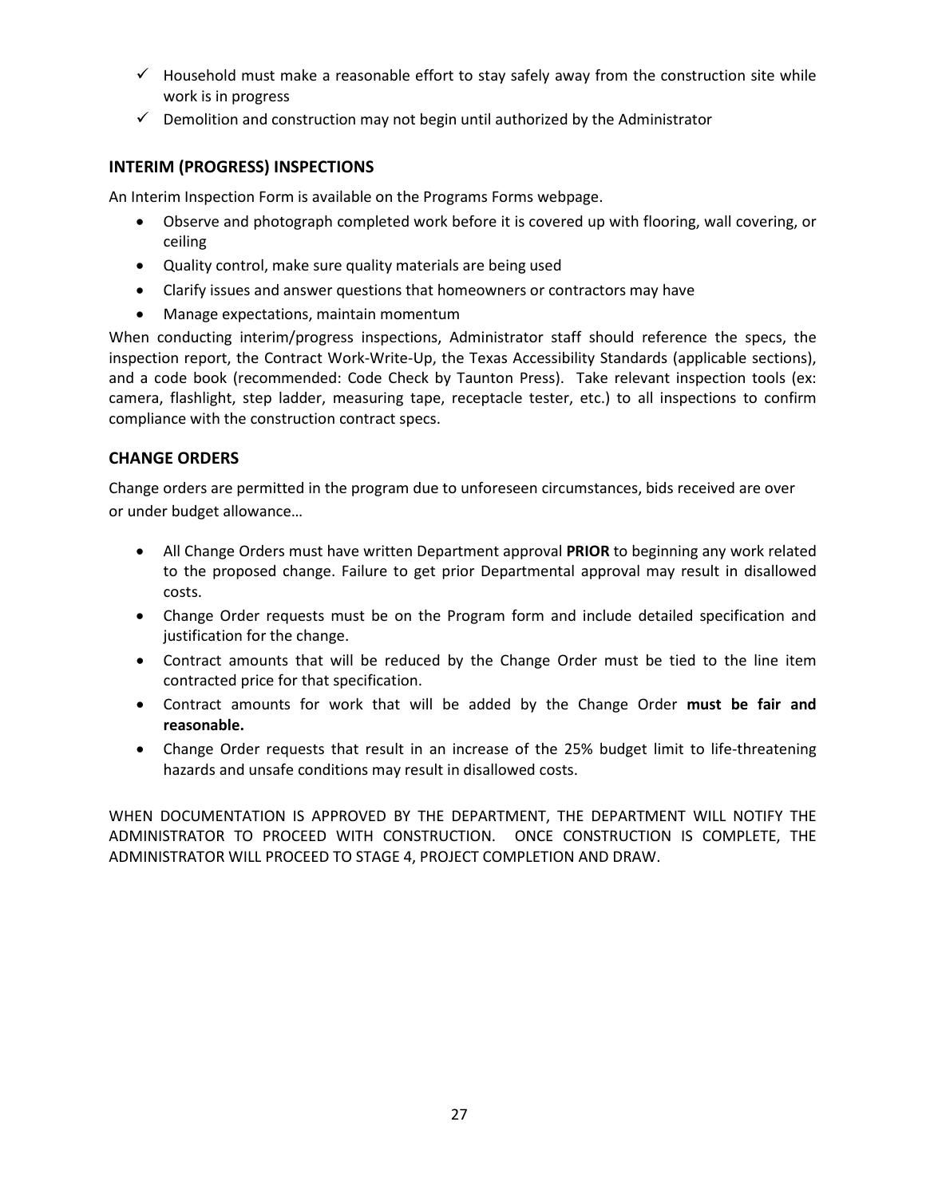- ✓ Household must make a reasonable effort to stay safely away from the construction site while work is in progress
- ✓ Demolition and construction may not begin until authorized by the Administrator

## INTERIM (PROGRESS) INSPECTIONS

An Interim Inspection Form is available on the Programs Forms webpage.

- Observe and photograph completed work before it is covered up with flooring, wall covering, or ceiling
- Quality control, make sure quality materials are being used
- Clarify issues and answer questions that homeowners or contractors may have
- Manage expectations, maintain momentum

When conducting interim/progress inspections, Administrator staff should reference the specs, the inspection report, the Contract Work-Write-Up, the Texas Accessibility Standards (applicable sections), and a code book (recommended: Code Check by Taunton Press). Take relevant inspection tools (ex: camera, flashlight, step ladder, measuring tape, receptacle tester, etc.) to all inspections to confirm compliance with the construction contract specs.

## CHANGE ORDERS

Change orders are permitted in the program due to unforeseen circumstances, bids received are over or under budget allowance…

- All Change Orders must have written Department approval **PRIOR** to beginning any work related to the proposed change. Failure to get prior Departmental approval may result in disallowed costs.
- Change Order requests must be on the Program form and include detailed specification and justification for the change.
- Contract amounts that will be reduced by the Change Order must be tied to the line item contracted price for that specification.
- Contract amounts for work that will be added by the Change Order **must be fair and reasonable.**
- Change Order requests that result in an increase of the 25% budget limit to life-threatening hazards and unsafe conditions may result in disallowed costs.

WHEN DOCUMENTATION IS APPROVED BY THE DEPARTMENT, THE DEPARTMENT WILL NOTIFY THE ADMINISTRATOR TO PROCEED WITH CONSTRUCTION. ONCE CONSTRUCTION IS COMPLETE, THE ADMINISTRATOR WILL PROCEED TO STAGE 4, PROJECT COMPLETION AND DRAW.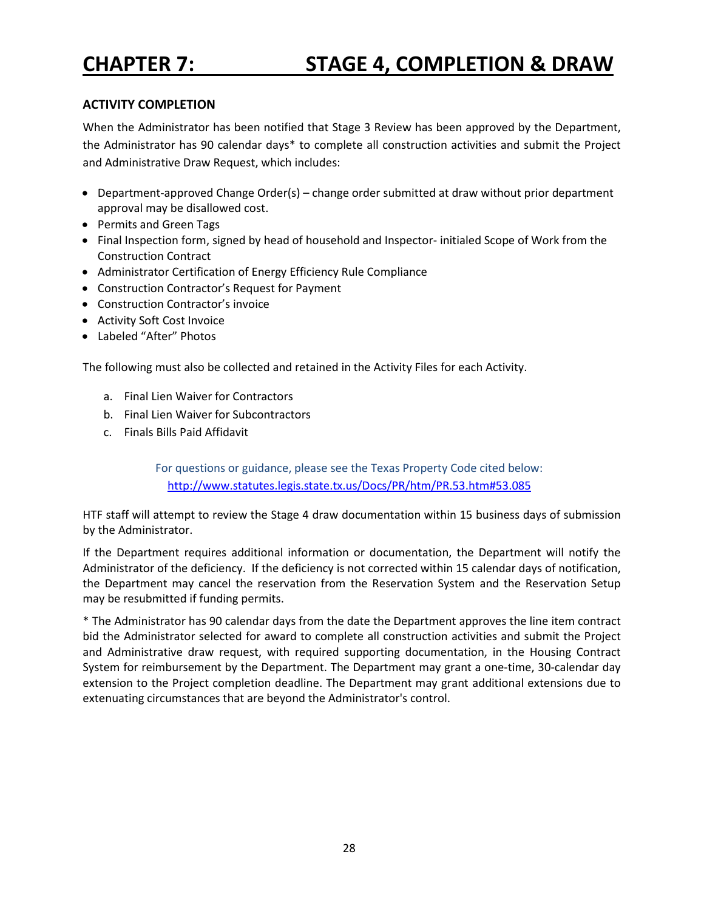# CHAPTER 7: STAGE 4, COMPLETION & DRAW

### ACTIVITY COMPLETION

When the Administrator has been notified that Stage 3 Review has been approved by the Department, the Administrator has 90 calendar days* to complete all construction activities and submit the Project and Administrative Draw Request, which includes:

- Department-approved Change Order(s) – change order submitted at draw without prior department approval may be disallowed cost.
- Permits and Green Tags
- Final Inspection form, signed by head of household and Inspector- initialed Scope of Work from the Construction Contract
- Administrator Certification of Energy Efficiency Rule Compliance
- Construction Contractor's Request for Payment
- Construction Contractor's invoice
- Activity Soft Cost Invoice
- Labeled "After" Photos

The following must also be collected and retained in the Activity Files for each Activity.

a. Final Lien Waiver for Contractors
b. Final Lien Waiver for Subcontractors
c. Finals Bills Paid Affidavit

For questions or guidance, please see the Texas Property Code cited below:
http://www.statutes.legis.state.tx.us/Docs/PR/htm/PR.53.htm#53.085

HTF staff will attempt to review the Stage 4 draw documentation within 15 business days of submission by the Administrator.

If the Department requires additional information or documentation, the Department will notify the Administrator of the deficiency. If the deficiency is not corrected within 15 calendar days of notification, the Department may cancel the reservation from the Reservation System and the Reservation Setup may be resubmitted if funding permits.

* The Administrator has 90 calendar days from the date the Department approves the line item contract bid the Administrator selected for award to complete all construction activities and submit the Project and Administrative draw request, with required supporting documentation, in the Housing Contract System for reimbursement by the Department. The Department may grant a one-time, 30-calendar day extension to the Project completion deadline. The Department may grant additional extensions due to extenuating circumstances that are beyond the Administrator's control.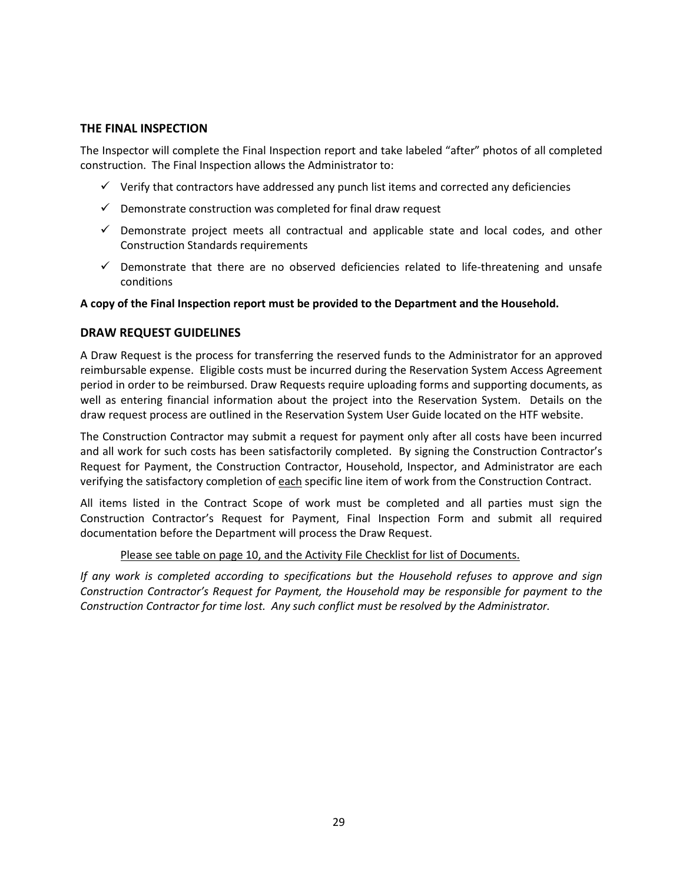## THE FINAL INSPECTION

The Inspector will complete the Final Inspection report and take labeled "after" photos of all completed construction. The Final Inspection allows the Administrator to:

- ✓ Verify that contractors have addressed any punch list items and corrected any deficiencies
- ✓ Demonstrate construction was completed for final draw request
- ✓ Demonstrate project meets all contractual and applicable state and local codes, and other Construction Standards requirements
- ✓ Demonstrate that there are no observed deficiencies related to life-threatening and unsafe conditions

**A copy of the Final Inspection report must be provided to the Department and the Household.**

## DRAW REQUEST GUIDELINES

A Draw Request is the process for transferring the reserved funds to the Administrator for an approved reimbursable expense. Eligible costs must be incurred during the Reservation System Access Agreement period in order to be reimbursed. Draw Requests require uploading forms and supporting documents, as well as entering financial information about the project into the Reservation System. Details on the draw request process are outlined in the Reservation System User Guide located on the HTF website.

The Construction Contractor may submit a request for payment only after all costs have been incurred and all work for such costs has been satisfactorily completed. By signing the Construction Contractor's Request for Payment, the Construction Contractor, Household, Inspector, and Administrator are each verifying the satisfactory completion of <u>each</u> specific line item of work from the Construction Contract.

All items listed in the Contract Scope of work must be completed and all parties must sign the Construction Contractor's Request for Payment, Final Inspection Form and submit all required documentation before the Department will process the Draw Request.

<u>Please see table on page 10, and the Activity File Checklist for list of Documents.</u>

*If any work is completed according to specifications but the Household refuses to approve and sign Construction Contractor's Request for Payment, the Household may be responsible for payment to the Construction Contractor for time lost. Any such conflict must be resolved by the Administrator.*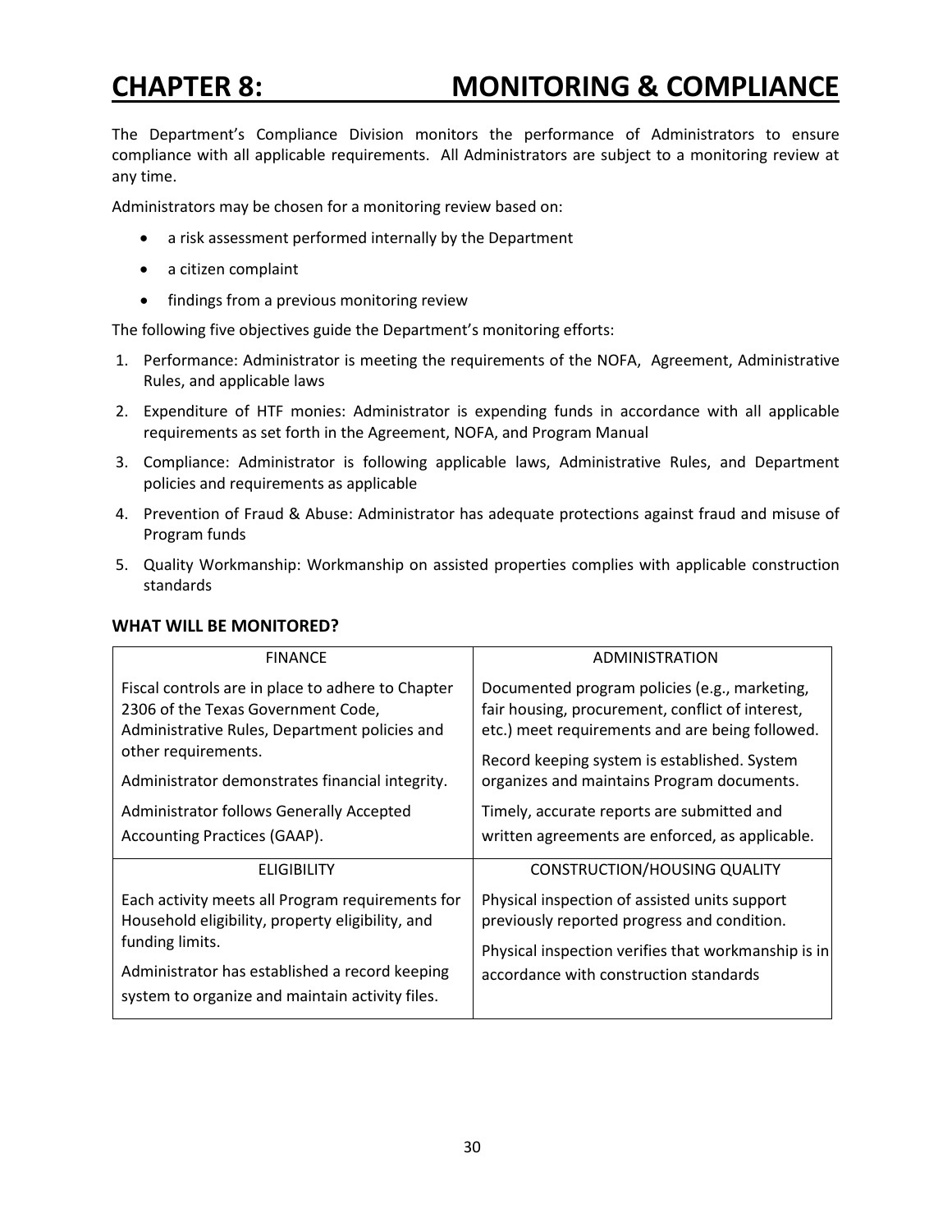# CHAPTER 8: MONITORING & COMPLIANCE

The Department's Compliance Division monitors the performance of Administrators to ensure compliance with all applicable requirements. All Administrators are subject to a monitoring review at any time.

Administrators may be chosen for a monitoring review based on:

- a risk assessment performed internally by the Department
- a citizen complaint
- findings from a previous monitoring review

The following five objectives guide the Department's monitoring efforts:

1. Performance: Administrator is meeting the requirements of the NOFA, Agreement, Administrative Rules, and applicable laws
2. Expenditure of HTF monies: Administrator is expending funds in accordance with all applicable requirements as set forth in the Agreement, NOFA, and Program Manual
3. Compliance: Administrator is following applicable laws, Administrative Rules, and Department policies and requirements as applicable
4. Prevention of Fraud & Abuse: Administrator has adequate protections against fraud and misuse of Program funds
5. Quality Workmanship: Workmanship on assisted properties complies with applicable construction standards

### WHAT WILL BE MONITORED?

| FINANCE | ADMINISTRATION |
| --- | --- |
| Fiscal controls are in place to adhere to Chapter 2306 of the Texas Government Code, Administrative Rules, Department policies and other requirements.<br><br>Administrator demonstrates financial integrity.<br><br>Administrator follows Generally Accepted Accounting Practices (GAAP). | Documented program policies (e.g., marketing, fair housing, procurement, conflict of interest, etc.) meet requirements and are being followed.<br><br>Record keeping system is established. System organizes and maintains Program documents.<br><br>Timely, accurate reports are submitted and written agreements are enforced, as applicable. |
| **ELIGIBILITY** | **CONSTRUCTION/HOUSING QUALITY** |
| Each activity meets all Program requirements for Household eligibility, property eligibility, and funding limits.<br><br>Administrator has established a record keeping system to organize and maintain activity files. | Physical inspection of assisted units support previously reported progress and condition.<br><br>Physical inspection verifies that workmanship is in accordance with construction standards |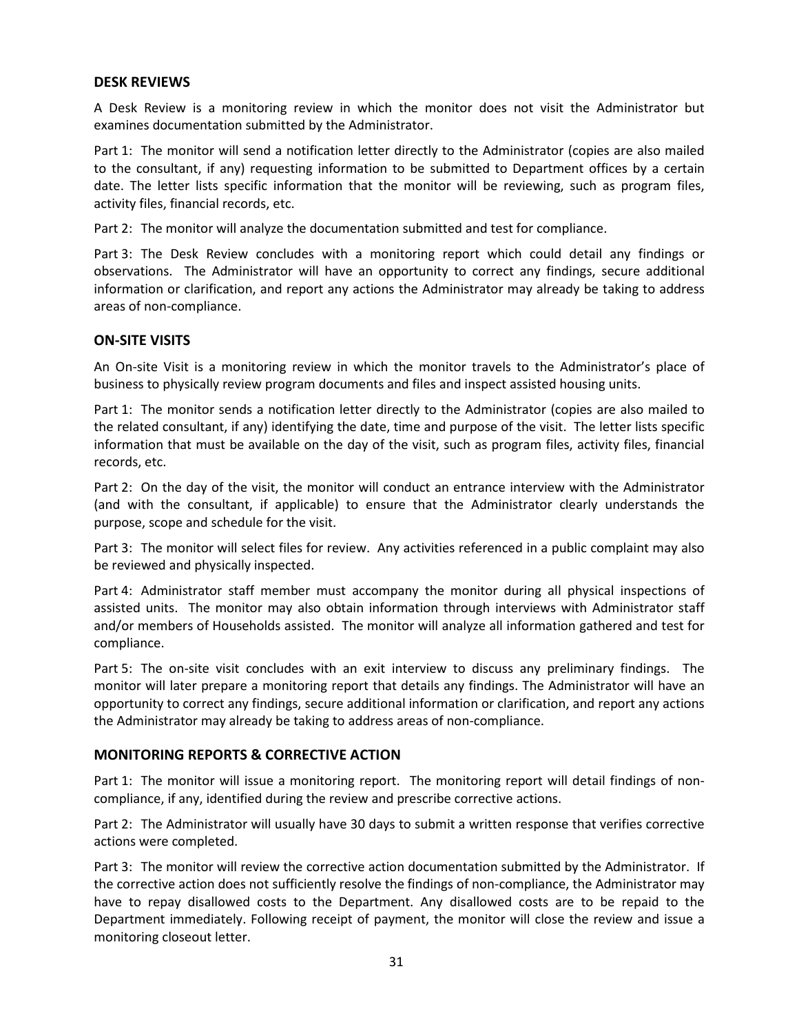## DESK REVIEWS

A Desk Review is a monitoring review in which the monitor does not visit the Administrator but examines documentation submitted by the Administrator.

Part 1: The monitor will send a notification letter directly to the Administrator (copies are also mailed to the consultant, if any) requesting information to be submitted to Department offices by a certain date. The letter lists specific information that the monitor will be reviewing, such as program files, activity files, financial records, etc.

Part 2: The monitor will analyze the documentation submitted and test for compliance.

Part 3: The Desk Review concludes with a monitoring report which could detail any findings or observations. The Administrator will have an opportunity to correct any findings, secure additional information or clarification, and report any actions the Administrator may already be taking to address areas of non-compliance.

## ON-SITE VISITS

An On-site Visit is a monitoring review in which the monitor travels to the Administrator's place of business to physically review program documents and files and inspect assisted housing units.

Part 1: The monitor sends a notification letter directly to the Administrator (copies are also mailed to the related consultant, if any) identifying the date, time and purpose of the visit. The letter lists specific information that must be available on the day of the visit, such as program files, activity files, financial records, etc.

Part 2: On the day of the visit, the monitor will conduct an entrance interview with the Administrator (and with the consultant, if applicable) to ensure that the Administrator clearly understands the purpose, scope and schedule for the visit.

Part 3: The monitor will select files for review. Any activities referenced in a public complaint may also be reviewed and physically inspected.

Part 4: Administrator staff member must accompany the monitor during all physical inspections of assisted units. The monitor may also obtain information through interviews with Administrator staff and/or members of Households assisted. The monitor will analyze all information gathered and test for compliance.

Part 5: The on-site visit concludes with an exit interview to discuss any preliminary findings. The monitor will later prepare a monitoring report that details any findings. The Administrator will have an opportunity to correct any findings, secure additional information or clarification, and report any actions the Administrator may already be taking to address areas of non-compliance.

## MONITORING REPORTS & CORRECTIVE ACTION

Part 1: The monitor will issue a monitoring report. The monitoring report will detail findings of non-compliance, if any, identified during the review and prescribe corrective actions.

Part 2: The Administrator will usually have 30 days to submit a written response that verifies corrective actions were completed.

Part 3: The monitor will review the corrective action documentation submitted by the Administrator. If the corrective action does not sufficiently resolve the findings of non-compliance, the Administrator may have to repay disallowed costs to the Department. Any disallowed costs are to be repaid to the Department immediately. Following receipt of payment, the monitor will close the review and issue a monitoring closeout letter.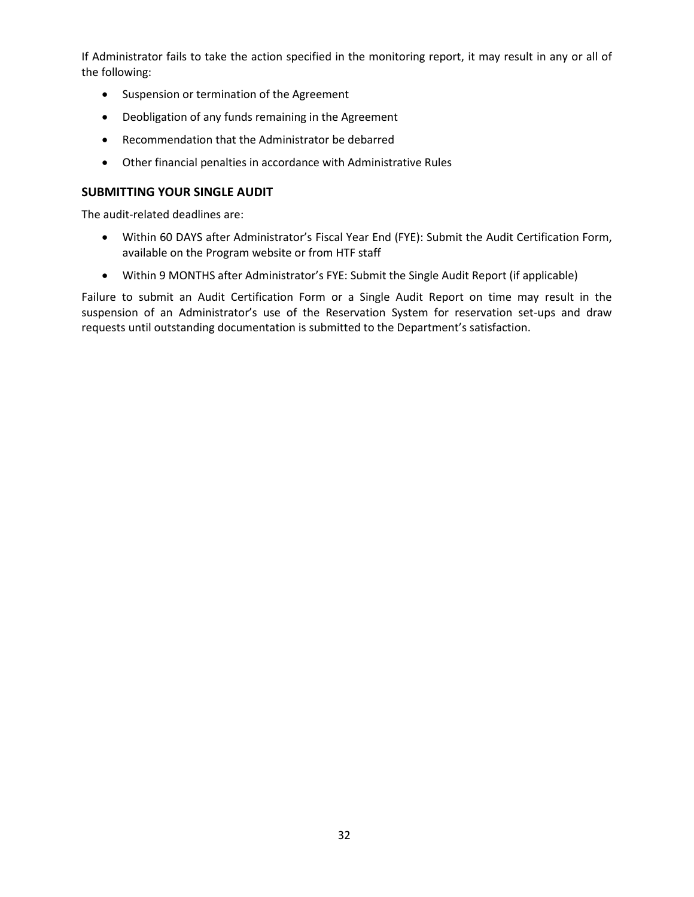If Administrator fails to take the action specified in the monitoring report, it may result in any or all of the following:

- Suspension or termination of the Agreement
- Deobligation of any funds remaining in the Agreement
- Recommendation that the Administrator be debarred
- Other financial penalties in accordance with Administrative Rules

### SUBMITTING YOUR SINGLE AUDIT

The audit-related deadlines are:

- Within 60 DAYS after Administrator's Fiscal Year End (FYE): Submit the Audit Certification Form, available on the Program website or from HTF staff
- Within 9 MONTHS after Administrator's FYE: Submit the Single Audit Report (if applicable)

Failure to submit an Audit Certification Form or a Single Audit Report on time may result in the suspension of an Administrator's use of the Reservation System for reservation set-ups and draw requests until outstanding documentation is submitted to the Department's satisfaction.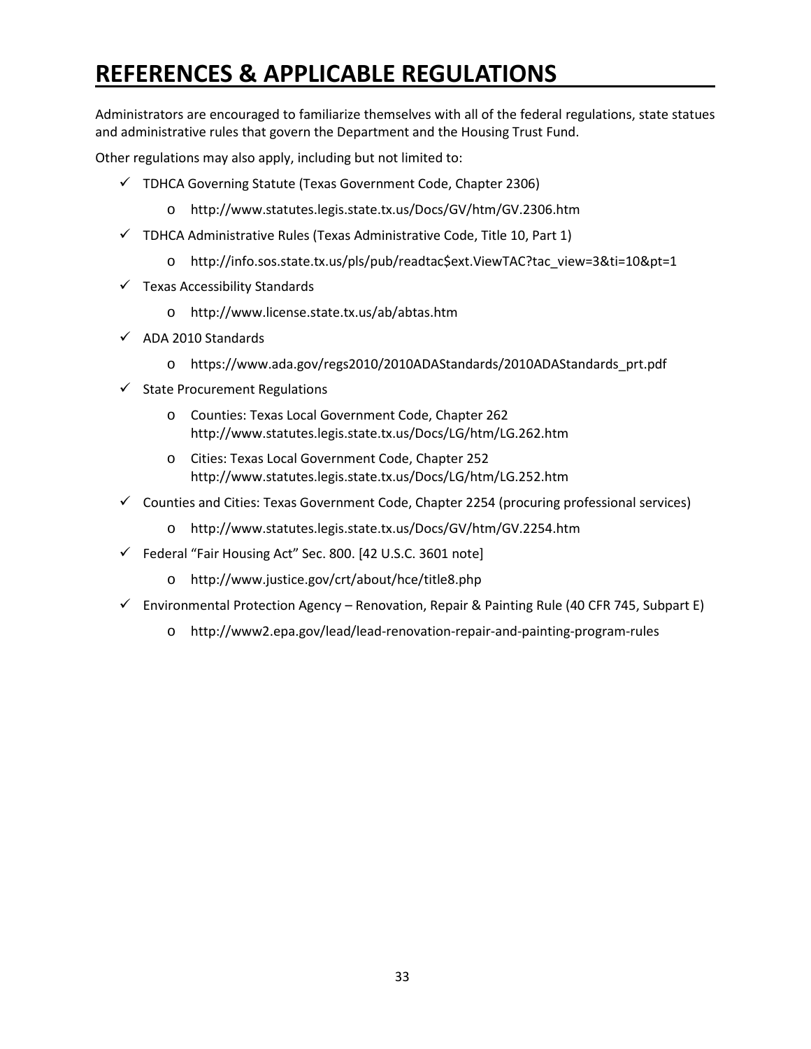# REFERENCES & APPLICABLE REGULATIONS

Administrators are encouraged to familiarize themselves with all of the federal regulations, state statues and administrative rules that govern the Department and the Housing Trust Fund.

Other regulations may also apply, including but not limited to:

- ✓ TDHCA Governing Statute (Texas Government Code, Chapter 2306)
  - http://www.statutes.legis.state.tx.us/Docs/GV/htm/GV.2306.htm
- ✓ TDHCA Administrative Rules (Texas Administrative Code, Title 10, Part 1)
  - http://info.sos.state.tx.us/pls/pub/readtac$ext.ViewTAC?tac_view=3&ti=10&pt=1
- ✓ Texas Accessibility Standards
  - http://www.license.state.tx.us/ab/abtas.htm
- ✓ ADA 2010 Standards
  - https://www.ada.gov/regs2010/2010ADAStandards/2010ADAStandards_prt.pdf
- ✓ State Procurement Regulations
  - Counties: Texas Local Government Code, Chapter 262 http://www.statutes.legis.state.tx.us/Docs/LG/htm/LG.262.htm
  - Cities: Texas Local Government Code, Chapter 252 http://www.statutes.legis.state.tx.us/Docs/LG/htm/LG.252.htm
- ✓ Counties and Cities: Texas Government Code, Chapter 2254 (procuring professional services)
  - http://www.statutes.legis.state.tx.us/Docs/GV/htm/GV.2254.htm
- ✓ Federal "Fair Housing Act" Sec. 800. [42 U.S.C. 3601 note]
  - http://www.justice.gov/crt/about/hce/title8.php
- ✓ Environmental Protection Agency – Renovation, Repair & Painting Rule (40 CFR 745, Subpart E)
  - http://www2.epa.gov/lead/lead-renovation-repair-and-painting-program-rules